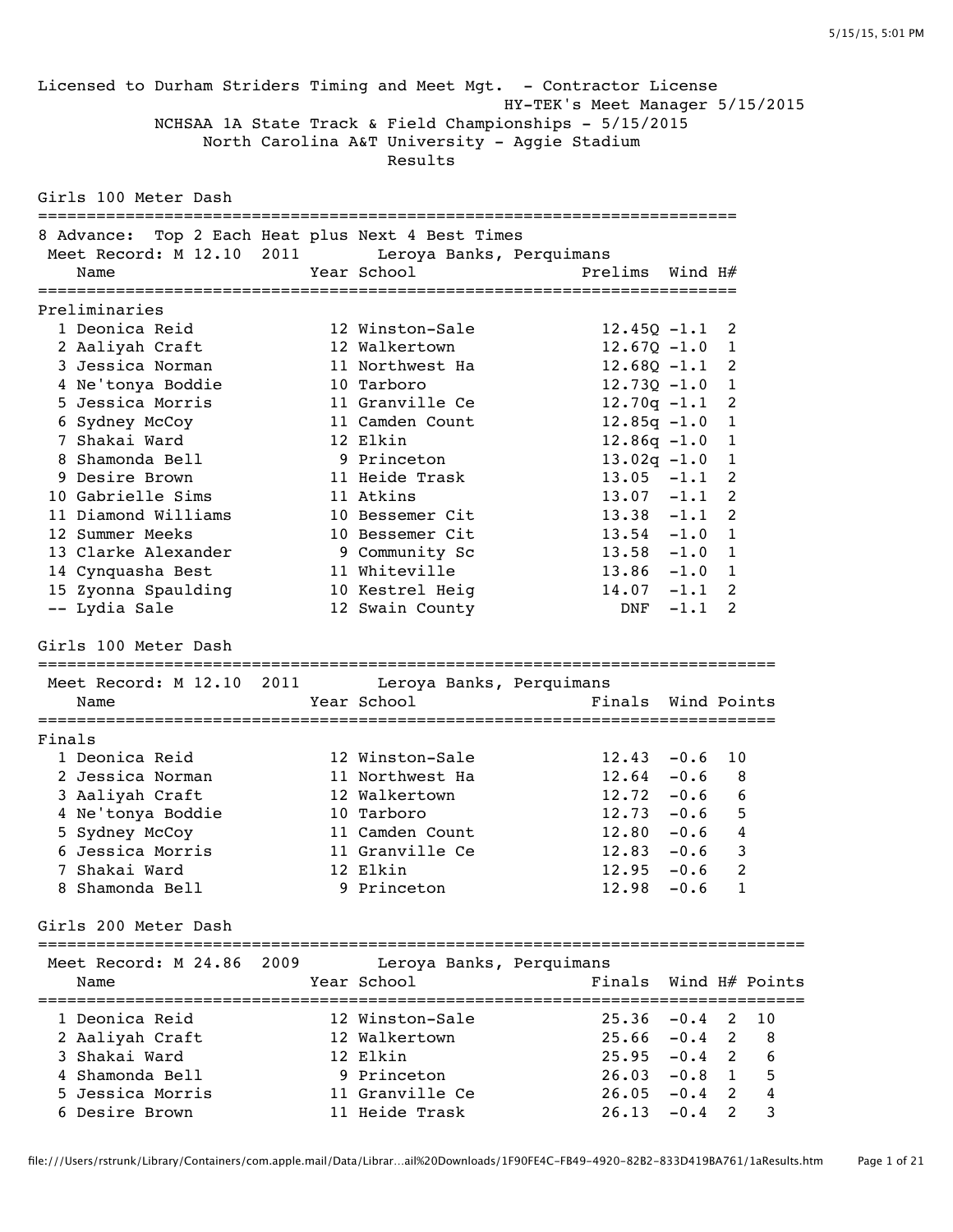Licensed to Durham Striders Timing and Meet Mgt. - Contractor License

HY-TEK's Meet Manager 5/15/2015

# NCHSAA 1A State Track & Field Championships - 5/15/2015

## North Carolina A&T University - Aggie Stadium

## Results

### Girls 100 Meter Dash

8 Advance: Top 2 Each Heat plus Next 4 Best Times

Meet Record: M 12.10 2011 Leroya Banks, Perquimans

**Preliminaries**

| Place | Name | Year | School | Prelims | Wind | H# |
|---|---|---|---|---|---|---|
| 1 | Deonica Reid | 12 | Winston-Sale | 12.45Q | -1.1 | 2 |
| 2 | Aaliyah Craft | 12 | Walkertown | 12.67Q | -1.0 | 1 |
| 3 | Jessica Norman | 11 | Northwest Ha | 12.68Q | -1.1 | 2 |
| 4 | Ne'tonya Boddie | 10 | Tarboro | 12.73Q | -1.0 | 1 |
| 5 | Jessica Morris | 11 | Granville Ce | 12.70q | -1.1 | 2 |
| 6 | Sydney McCoy | 11 | Camden Count | 12.85q | -1.0 | 1 |
| 7 | Shakai Ward | 12 | Elkin | 12.86q | -1.0 | 1 |
| 8 | Shamonda Bell | 9 | Princeton | 13.02q | -1.0 | 1 |
| 9 | Desire Brown | 11 | Heide Trask | 13.05 | -1.1 | 2 |
| 10 | Gabrielle Sims | 11 | Atkins | 13.07 | -1.1 | 2 |
| 11 | Diamond Williams | 10 | Bessemer Cit | 13.38 | -1.1 | 2 |
| 12 | Summer Meeks | 10 | Bessemer Cit | 13.54 | -1.0 | 1 |
| 13 | Clarke Alexander | 9 | Community Sc | 13.58 | -1.0 | 1 |
| 14 | Cynquasha Best | 11 | Whiteville | 13.86 | -1.0 | 1 |
| 15 | Zyonna Spaulding | 10 | Kestrel Heig | 14.07 | -1.1 | 2 |
| -- | Lydia Sale | 12 | Swain County | DNF | -1.1 | 2 |

### Girls 100 Meter Dash

Meet Record: M 12.10 2011 Leroya Banks, Perquimans

**Finals**

| Place | Name | Year | School | Finals | Wind | Points |
|---|---|---|---|---|---|---|
| 1 | Deonica Reid | 12 | Winston-Sale | 12.43 | -0.6 | 10 |
| 2 | Jessica Norman | 11 | Northwest Ha | 12.64 | -0.6 | 8 |
| 3 | Aaliyah Craft | 12 | Walkertown | 12.72 | -0.6 | 6 |
| 4 | Ne'tonya Boddie | 10 | Tarboro | 12.73 | -0.6 | 5 |
| 5 | Sydney McCoy | 11 | Camden Count | 12.80 | -0.6 | 4 |
| 6 | Jessica Morris | 11 | Granville Ce | 12.83 | -0.6 | 3 |
| 7 | Shakai Ward | 12 | Elkin | 12.95 | -0.6 | 2 |
| 8 | Shamonda Bell | 9 | Princeton | 12.98 | -0.6 | 1 |

### Girls 200 Meter Dash

Meet Record: M 24.86 2009 Leroya Banks, Perquimans

| Place | Name | Year | School | Finals | Wind | H# | Points |
|---|---|---|---|---|---|---|---|
| 1 | Deonica Reid | 12 | Winston-Sale | 25.36 | -0.4 | 2 | 10 |
| 2 | Aaliyah Craft | 12 | Walkertown | 25.66 | -0.4 | 2 | 8 |
| 3 | Shakai Ward | 12 | Elkin | 25.95 | -0.4 | 2 | 6 |
| 4 | Shamonda Bell | 9 | Princeton | 26.03 | -0.8 | 1 | 5 |
| 5 | Jessica Morris | 11 | Granville Ce | 26.05 | -0.4 | 2 | 4 |
| 6 | Desire Brown | 11 | Heide Trask | 26.13 | -0.4 | 2 | 3 |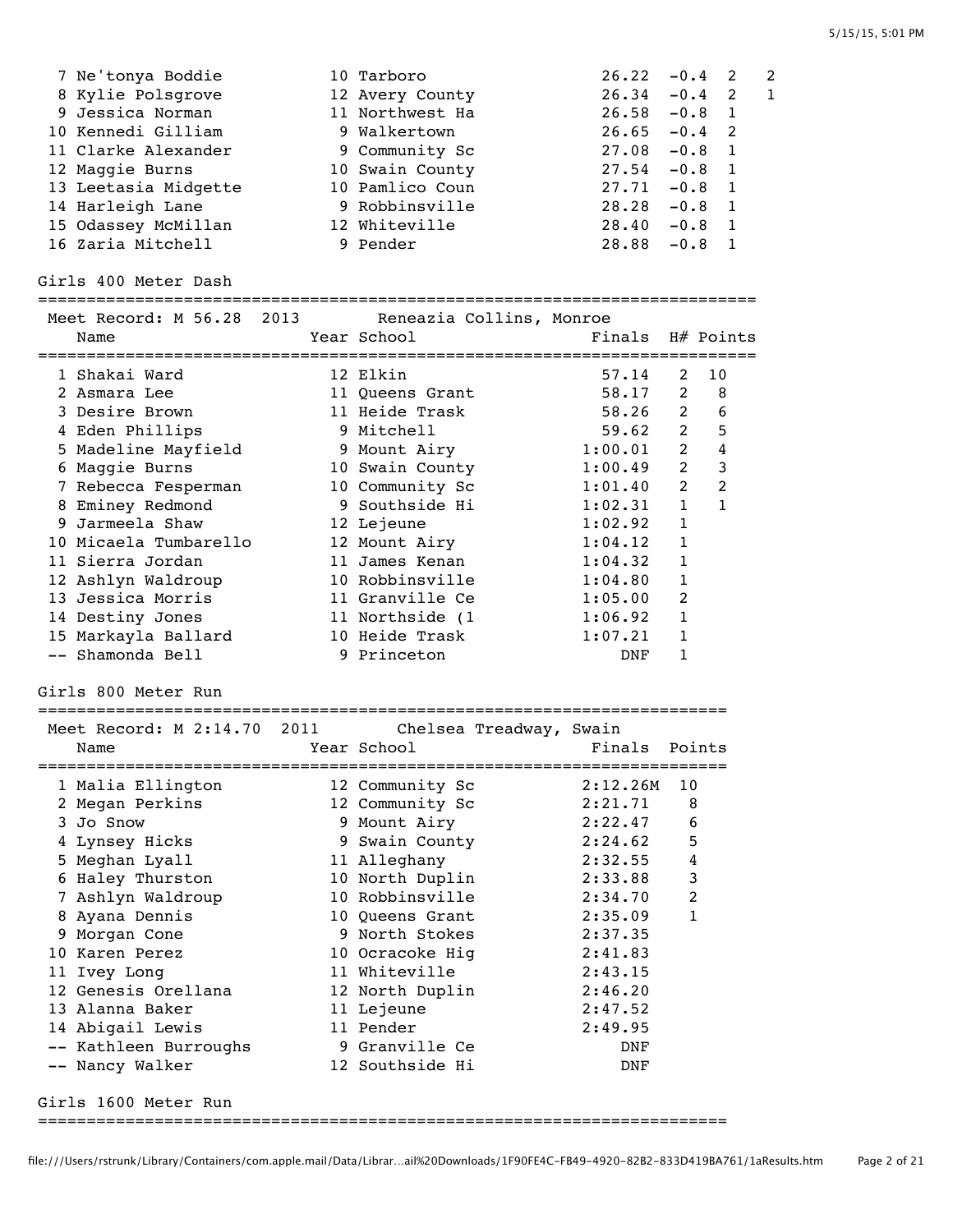| Place | Name | Year | School | Finals | Wind | H# | Points |
|---|---|---|---|---|---|---|---|
| 7 | Ne'tonya Boddie | 10 | Tarboro | 26.22 | -0.4 | 2 | 2 |
| 8 | Kylie Polsgrove | 12 | Avery County | 26.34 | -0.4 | 2 | 1 |
| 9 | Jessica Norman | 11 | Northwest Ha | 26.58 | -0.8 | 1 | |
| 10 | Kennedi Gilliam | 9 | Walkertown | 26.65 | -0.4 | 2 | |
| 11 | Clarke Alexander | 9 | Community Sc | 27.08 | -0.8 | 1 | |
| 12 | Maggie Burns | 10 | Swain County | 27.54 | -0.8 | 1 | |
| 13 | Leetasia Midgette | 10 | Pamlico Coun | 27.71 | -0.8 | 1 | |
| 14 | Harleigh Lane | 9 | Robbinsville | 28.28 | -0.8 | 1 | |
| 15 | Odassey McMillan | 12 | Whiteville | 28.40 | -0.8 | 1 | |
| 16 | Zaria Mitchell | 9 | Pender | 28.88 | -0.8 | 1 | |

## Girls 400 Meter Dash

Meet Record: M 56.28 2013 Reneazia Collins, Monroe

| Place | Name | Year | School | Finals | H# | Points |
|---|---|---|---|---|---|---|
| 1 | Shakai Ward | 12 | Elkin | 57.14 | 2 | 10 |
| 2 | Asmara Lee | 11 | Queens Grant | 58.17 | 2 | 8 |
| 3 | Desire Brown | 11 | Heide Trask | 58.26 | 2 | 6 |
| 4 | Eden Phillips | 9 | Mitchell | 59.62 | 2 | 5 |
| 5 | Madeline Mayfield | 9 | Mount Airy | 1:00.01 | 2 | 4 |
| 6 | Maggie Burns | 10 | Swain County | 1:00.49 | 2 | 3 |
| 7 | Rebecca Fesperman | 10 | Community Sc | 1:01.40 | 2 | 2 |
| 8 | Eminey Redmond | 9 | Southside Hi | 1:02.31 | 1 | 1 |
| 9 | Jarmeela Shaw | 12 | Lejeune | 1:02.92 | 1 | |
| 10 | Micaela Tumbarello | 12 | Mount Airy | 1:04.12 | 1 | |
| 11 | Sierra Jordan | 11 | James Kenan | 1:04.32 | 1 | |
| 12 | Ashlyn Waldroup | 10 | Robbinsville | 1:04.80 | 1 | |
| 13 | Jessica Morris | 11 | Granville Ce | 1:05.00 | 2 | |
| 14 | Destiny Jones | 11 | Northside (1 | 1:06.92 | 1 | |
| 15 | Markayla Ballard | 10 | Heide Trask | 1:07.21 | 1 | |
| -- | Shamonda Bell | 9 | Princeton | DNF | 1 | |

## Girls 800 Meter Run

Meet Record: M 2:14.70 2011 Chelsea Treadway, Swain

| Place | Name | Year | School | Finals | Points |
|---|---|---|---|---|---|
| 1 | Malia Ellington | 12 | Community Sc | 2:12.26M | 10 |
| 2 | Megan Perkins | 12 | Community Sc | 2:21.71 | 8 |
| 3 | Jo Snow | 9 | Mount Airy | 2:22.47 | 6 |
| 4 | Lynsey Hicks | 9 | Swain County | 2:24.62 | 5 |
| 5 | Meghan Lyall | 11 | Alleghany | 2:32.55 | 4 |
| 6 | Haley Thurston | 10 | North Duplin | 2:33.88 | 3 |
| 7 | Ashlyn Waldroup | 10 | Robbinsville | 2:34.70 | 2 |
| 8 | Ayana Dennis | 10 | Queens Grant | 2:35.09 | 1 |
| 9 | Morgan Cone | 9 | North Stokes | 2:37.35 | |
| 10 | Karen Perez | 10 | Ocracoke Hig | 2:41.83 | |
| 11 | Ivey Long | 11 | Whiteville | 2:43.15 | |
| 12 | Genesis Orellana | 12 | North Duplin | 2:46.20 | |
| 13 | Alanna Baker | 11 | Lejeune | 2:47.52 | |
| 14 | Abigail Lewis | 11 | Pender | 2:49.95 | |
| -- | Kathleen Burroughs | 9 | Granville Ce | DNF | |
| -- | Nancy Walker | 12 | Southside Hi | DNF | |

## Girls 1600 Meter Run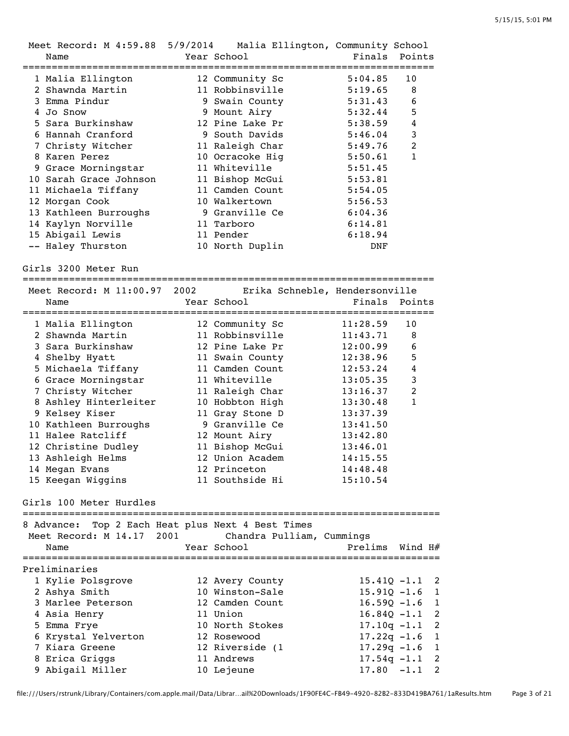Meet Record: M 4:59.88 5/9/2014 Malia Ellington, Community School

| | Name | Year | School | Finals | Points |
|---|---|---|---|---|---|
| 1 | Malia Ellington | 12 | Community Sc | 5:04.85 | 10 |
| 2 | Shawnda Martin | 11 | Robbinsville | 5:19.65 | 8 |
| 3 | Emma Pindur | 9 | Swain County | 5:31.43 | 6 |
| 4 | Jo Snow | 9 | Mount Airy | 5:32.44 | 5 |
| 5 | Sara Burkinshaw | 12 | Pine Lake Pr | 5:38.59 | 4 |
| 6 | Hannah Cranford | 9 | South Davids | 5:46.04 | 3 |
| 7 | Christy Witcher | 11 | Raleigh Char | 5:49.76 | 2 |
| 8 | Karen Perez | 10 | Ocracoke Hig | 5:50.61 | 1 |
| 9 | Grace Morningstar | 11 | Whiteville | 5:51.45 | |
| 10 | Sarah Grace Johnson | 11 | Bishop McGui | 5:53.81 | |
| 11 | Michaela Tiffany | 11 | Camden Count | 5:54.05 | |
| 12 | Morgan Cook | 10 | Walkertown | 5:56.53 | |
| 13 | Kathleen Burroughs | 9 | Granville Ce | 6:04.36 | |
| 14 | Kaylyn Norville | 11 | Tarboro | 6:14.81 | |
| 15 | Abigail Lewis | 11 | Pender | 6:18.94 | |
| -- | Haley Thurston | 10 | North Duplin | DNF | |

## Girls 3200 Meter Run

Meet Record: M 11:00.97 2002 Erika Schneble, Hendersonville

| | Name | Year | School | Finals | Points |
|---|---|---|---|---|---|
| 1 | Malia Ellington | 12 | Community Sc | 11:28.59 | 10 |
| 2 | Shawnda Martin | 11 | Robbinsville | 11:43.71 | 8 |
| 3 | Sara Burkinshaw | 12 | Pine Lake Pr | 12:00.99 | 6 |
| 4 | Shelby Hyatt | 11 | Swain County | 12:38.96 | 5 |
| 5 | Michaela Tiffany | 11 | Camden Count | 12:53.24 | 4 |
| 6 | Grace Morningstar | 11 | Whiteville | 13:05.35 | 3 |
| 7 | Christy Witcher | 11 | Raleigh Char | 13:16.37 | 2 |
| 8 | Ashley Hinterleiter | 10 | Hobbton High | 13:30.48 | 1 |
| 9 | Kelsey Kiser | 11 | Gray Stone D | 13:37.39 | |
| 10 | Kathleen Burroughs | 9 | Granville Ce | 13:41.50 | |
| 11 | Halee Ratcliff | 12 | Mount Airy | 13:42.80 | |
| 12 | Christine Dudley | 11 | Bishop McGui | 13:46.01 | |
| 13 | Ashleigh Helms | 12 | Union Academ | 14:15.55 | |
| 14 | Megan Evans | 12 | Princeton | 14:48.48 | |
| 15 | Keegan Wiggins | 11 | Southside Hi | 15:10.54 | |

## Girls 100 Meter Hurdles

8 Advance: Top 2 Each Heat plus Next 4 Best Times

Meet Record: M 14.17 2001 Chandra Pulliam, Cummings

Preliminaries

| | Name | Year | School | Prelims | Wind | H# |
|---|---|---|---|---|---|---|
| 1 | Kylie Polsgrove | 12 | Avery County | 15.41Q | -1.1 | 2 |
| 2 | Ashya Smith | 10 | Winston-Sale | 15.91Q | -1.6 | 1 |
| 3 | Marlee Peterson | 12 | Camden Count | 16.59Q | -1.6 | 1 |
| 4 | Asia Henry | 11 | Union | 16.84Q | -1.1 | 2 |
| 5 | Emma Frye | 10 | North Stokes | 17.10q | -1.1 | 2 |
| 6 | Krystal Yelverton | 12 | Rosewood | 17.22q | -1.6 | 1 |
| 7 | Kiara Greene | 12 | Riverside (1 | 17.29q | -1.6 | 1 |
| 8 | Erica Griggs | 11 | Andrews | 17.54q | -1.1 | 2 |
| 9 | Abigail Miller | 10 | Lejeune | 17.80 | -1.1 | 2 |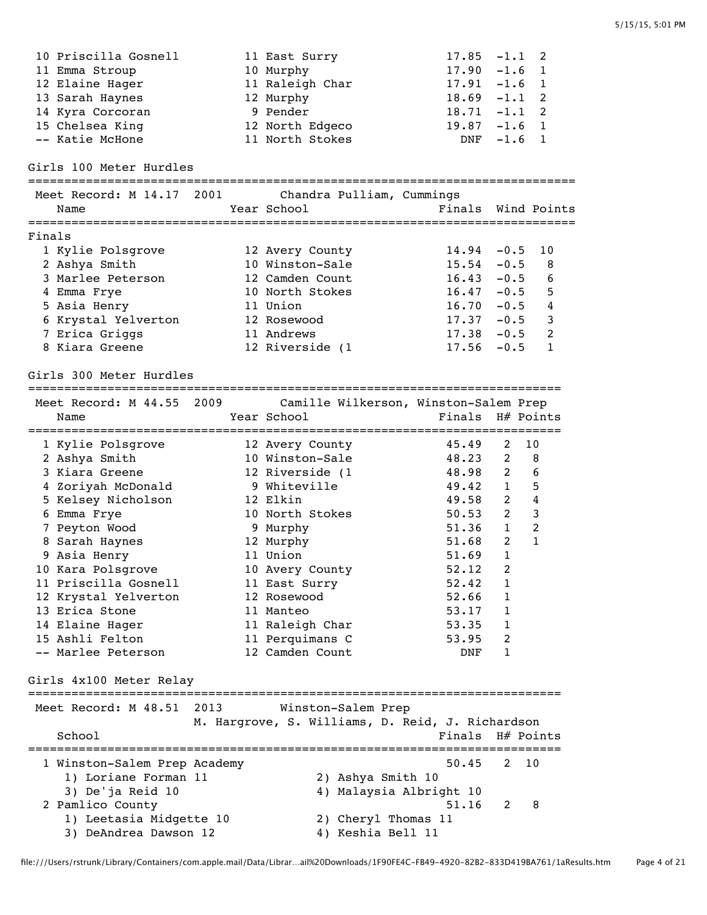| | Name | Year | School | Finals | Wind | Points |
|---|---|---|---|---|---|---|
| 10 | Priscilla Gosnell | 11 | East Surry | 17.85 | -1.1 | 2 |
| 11 | Emma Stroup | 10 | Murphy | 17.90 | -1.6 | 1 |
| 12 | Elaine Hager | 11 | Raleigh Char | 17.91 | -1.6 | 1 |
| 13 | Sarah Haynes | 12 | Murphy | 18.69 | -1.1 | 2 |
| 14 | Kyra Corcoran | 9 | Pender | 18.71 | -1.1 | 2 |
| 15 | Chelsea King | 12 | North Edgeco | 19.87 | -1.6 | 1 |
| -- | Katie McHone | 11 | North Stokes | DNF | -1.6 | 1 |

## Girls 100 Meter Hurdles

Meet Record: M 14.17 2001 Chandra Pulliam, Cummings

**Finals**

| | Name | Year | School | Finals | Wind | Points |
|---|---|---|---|---|---|---|
| 1 | Kylie Polsgrove | 12 | Avery County | 14.94 | -0.5 | 10 |
| 2 | Ashya Smith | 10 | Winston-Sale | 15.54 | -0.5 | 8 |
| 3 | Marlee Peterson | 12 | Camden Count | 16.43 | -0.5 | 6 |
| 4 | Emma Frye | 10 | North Stokes | 16.47 | -0.5 | 5 |
| 5 | Asia Henry | 11 | Union | 16.70 | -0.5 | 4 |
| 6 | Krystal Yelverton | 12 | Rosewood | 17.37 | -0.5 | 3 |
| 7 | Erica Griggs | 11 | Andrews | 17.38 | -0.5 | 2 |
| 8 | Kiara Greene | 12 | Riverside (1 | 17.56 | -0.5 | 1 |

## Girls 300 Meter Hurdles

Meet Record: M 44.55 2009 Camille Wilkerson, Winston-Salem Prep

| | Name | Year | School | Finals | H# | Points |
|---|---|---|---|---|---|---|
| 1 | Kylie Polsgrove | 12 | Avery County | 45.49 | 2 | 10 |
| 2 | Ashya Smith | 10 | Winston-Sale | 48.23 | 2 | 8 |
| 3 | Kiara Greene | 12 | Riverside (1 | 48.98 | 2 | 6 |
| 4 | Zoriyah McDonald | 9 | Whiteville | 49.42 | 1 | 5 |
| 5 | Kelsey Nicholson | 12 | Elkin | 49.58 | 2 | 4 |
| 6 | Emma Frye | 10 | North Stokes | 50.53 | 2 | 3 |
| 7 | Peyton Wood | 9 | Murphy | 51.36 | 1 | 2 |
| 8 | Sarah Haynes | 12 | Murphy | 51.68 | 2 | 1 |
| 9 | Asia Henry | 11 | Union | 51.69 | 1 | |
| 10 | Kara Polsgrove | 10 | Avery County | 52.12 | 2 | |
| 11 | Priscilla Gosnell | 11 | East Surry | 52.42 | 1 | |
| 12 | Krystal Yelverton | 12 | Rosewood | 52.66 | 1 | |
| 13 | Erica Stone | 11 | Manteo | 53.17 | 1 | |
| 14 | Elaine Hager | 11 | Raleigh Char | 53.35 | 1 | |
| 15 | Ashli Felton | 11 | Perquimans C | 53.95 | 2 | |
| -- | Marlee Peterson | 12 | Camden Count | DNF | 1 | |

## Girls 4x100 Meter Relay

Meet Record: M 48.51 2013 Winston-Salem Prep
M. Hargrove, S. Williams, D. Reid, J. Richardson

| | School | Finals | H# | Points |
|---|---|---|---|---|
| 1 | Winston-Salem Prep Academy | 50.45 | 2 | 10 |
| | 1) Loriane Forman 11, 2) Ashya Smith 10, 3) De'ja Reid 10, 4) Malaysia Albright 10 | | | |
| 2 | Pamlico County | 51.16 | 2 | 8 |
| | 1) Leetasia Midgette 10, 2) Cheryl Thomas 11, 3) DeAndrea Dawson 12, 4) Keshia Bell 11 | | | |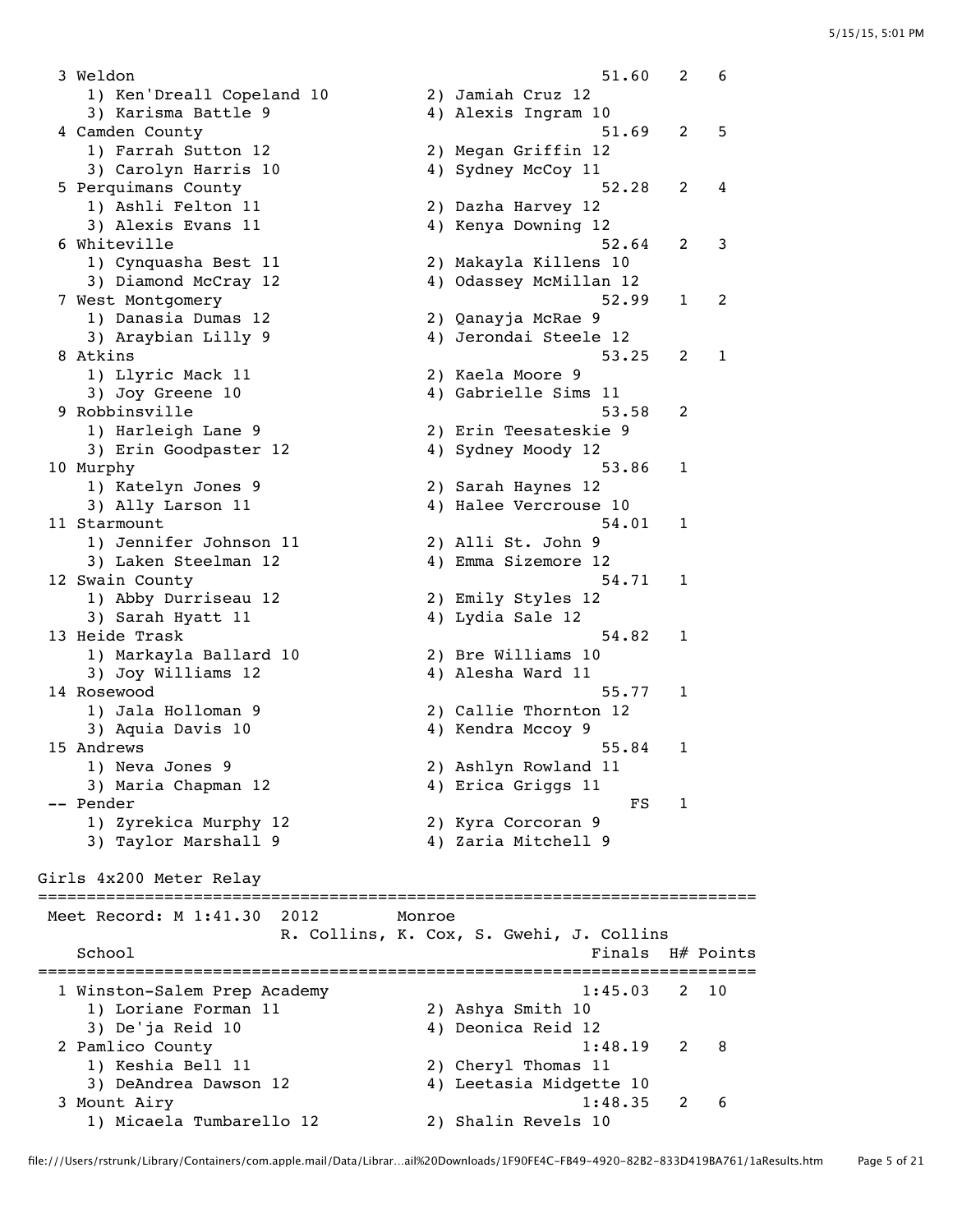```
  3 Weldon                                                51.60   2   6
     1) Ken'Dreall Copeland 10          2) Jamiah Cruz 12
     3) Karisma Battle 9                4) Alexis Ingram 10
  4 Camden County                                         51.69   2   5
     1) Farrah Sutton 12                2) Megan Griffin 12
     3) Carolyn Harris 10               4) Sydney McCoy 11
  5 Perquimans County                                     52.28   2   4
     1) Ashli Felton 11                 2) Dazha Harvey 12
     3) Alexis Evans 11                 4) Kenya Downing 12
  6 Whiteville                                            52.64   2   3
     1) Cynquasha Best 11               2) Makayla Killens 10
     3) Diamond McCray 12               4) Odassey McMillan 12
  7 West Montgomery                                       52.99   1   2
     1) Danasia Dumas 12                2) Qanayja McRae 9
     3) Araybian Lilly 9                4) Jerondai Steele 12
  8 Atkins                                                53.25   2   1
     1) Llyric Mack 11                  2) Kaela Moore 9
     3) Joy Greene 10                   4) Gabrielle Sims 11
  9 Robbinsville                                          53.58   2
     1) Harleigh Lane 9                 2) Erin Teesateskie 9
     3) Erin Goodpaster 12              4) Sydney Moody 12
 10 Murphy                                                53.86   1
     1) Katelyn Jones 9                 2) Sarah Haynes 12
     3) Ally Larson 11                  4) Halee Vercrouse 10
 11 Starmount                                             54.01   1
     1) Jennifer Johnson 11             2) Alli St. John 9
     3) Laken Steelman 12               4) Emma Sizemore 12
 12 Swain County                                          54.71   1
     1) Abby Durriseau 12               2) Emily Styles 12
     3) Sarah Hyatt 11                  4) Lydia Sale 12
 13 Heide Trask                                           54.82   1
     1) Markayla Ballard 10             2) Bre Williams 10
     3) Joy Williams 12                 4) Alesha Ward 11
 14 Rosewood                                              55.77   1
     1) Jala Holloman 9                 2) Callie Thornton 12
     3) Aquia Davis 10                  4) Kendra Mccoy 9
 15 Andrews                                               55.84   1
     1) Neva Jones 9                    2) Ashlyn Rowland 11
     3) Maria Chapman 12                4) Erica Griggs 11
 -- Pender                                                   FS   1
     1) Zyrekica Murphy 12              2) Kyra Corcoran 9
     3) Taylor Marshall 9               4) Zaria Mitchell 9

Girls 4x200 Meter Relay
========================================================================
  Meet Record: M 1:41.30  2012        Monroe
                     R. Collins, K. Cox, S. Gwehi, J. Collins
    School                                              Finals  H# Points
========================================================================
  1 Winston-Salem Prep Academy                          1:45.03   2  10
     1) Loriane Forman 11               2) Ashya Smith 10
     3) De'ja Reid 10                   4) Deonica Reid 12
  2 Pamlico County                                      1:48.19   2   8
     1) Keshia Bell 11                  2) Cheryl Thomas 11
     3) DeAndrea Dawson 12              4) Leetasia Midgette 10
  3 Mount Airy                                          1:48.35   2   6
     1) Micaela Tumbarello 12           2) Shalin Revels 10
```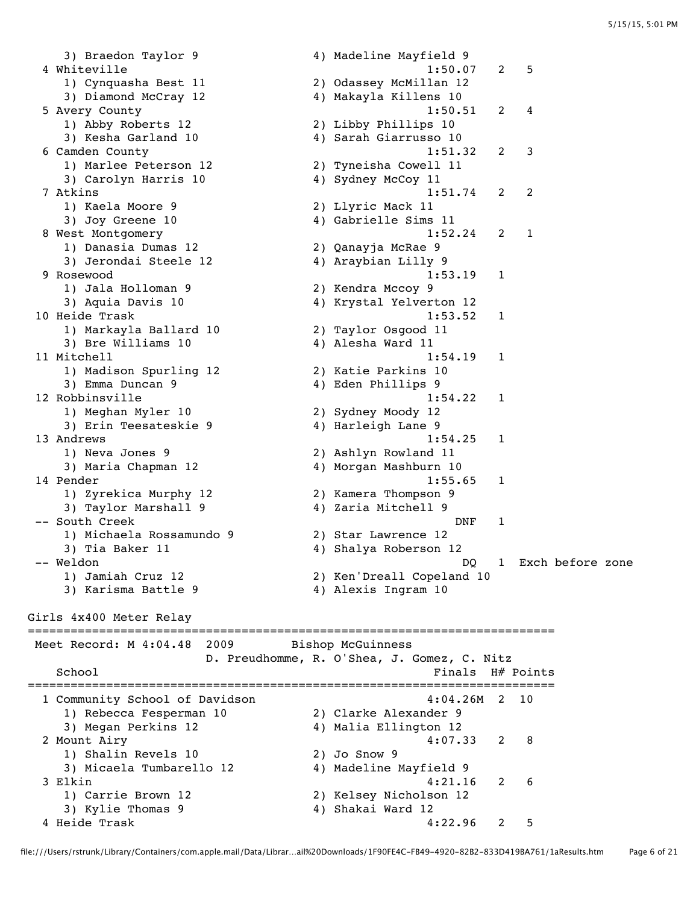```
    3) Braedon Taylor 9               4) Madeline Mayfield 9
  4 Whiteville                                       1:50.07   2   5
    1) Cynquasha Best 11              2) Odassey McMillan 12
    3) Diamond McCray 12              4) Makayla Killens 10
  5 Avery County                                     1:50.51   2   4
    1) Abby Roberts 12                2) Libby Phillips 10
    3) Kesha Garland 10               4) Sarah Giarrusso 10
  6 Camden County                                    1:51.32   2   3
    1) Marlee Peterson 12             2) Tyneisha Cowell 11
    3) Carolyn Harris 10              4) Sydney McCoy 11
  7 Atkins                                           1:51.74   2   2
    1) Kaela Moore 9                  2) Llyric Mack 11
    3) Joy Greene 10                  4) Gabrielle Sims 11
  8 West Montgomery                                  1:52.24   2   1
    1) Danasia Dumas 12               2) Qanayja McRae 9
    3) Jerondai Steele 12             4) Araybian Lilly 9
  9 Rosewood                                         1:53.19   1
    1) Jala Holloman 9                2) Kendra Mccoy 9
    3) Aquia Davis 10                 4) Krystal Yelverton 12
 10 Heide Trask                                      1:53.52   1
    1) Markayla Ballard 10            2) Taylor Osgood 11
    3) Bre Williams 10                4) Alesha Ward 11
 11 Mitchell                                         1:54.19   1
    1) Madison Spurling 12            2) Katie Parkins 10
    3) Emma Duncan 9                  4) Eden Phillips 9
 12 Robbinsville                                     1:54.22   1
    1) Meghan Myler 10                2) Sydney Moody 12
    3) Erin Teesateskie 9             4) Harleigh Lane 9
 13 Andrews                                          1:54.25   1
    1) Neva Jones 9                   2) Ashlyn Rowland 11
    3) Maria Chapman 12               4) Morgan Mashburn 10
 14 Pender                                           1:55.65   1
    1) Zyrekica Murphy 12             2) Kamera Thompson 9
    3) Taylor Marshall 9              4) Zaria Mitchell 9
 -- South Creek                                          DNF   1
    1) Michaela Rossamundo 9          2) Star Lawrence 12
    3) Tia Baker 11                   4) Shalya Roberson 12
 -- Weldon                                                DQ   1  Exch before zone
    1) Jamiah Cruz 12                 2) Ken'Dreall Copeland 10
    3) Karisma Battle 9               4) Alexis Ingram 10

Girls 4x400 Meter Relay
=========================================================================
 Meet Record: M 4:04.48  2009       Bishop McGuinness
                       D. Preudhomme, R. O'Shea, J. Gomez, C. Nitz
   School                                          Finals  H# Points
=========================================================================
  1 Community School of Davidson                   4:04.26M  2  10
    1) Rebecca Fesperman 10           2) Clarke Alexander 9
    3) Megan Perkins 12               4) Malia Ellington 12
  2 Mount Airy                                     4:07.33   2   8
    1) Shalin Revels 10               2) Jo Snow 9
    3) Micaela Tumbarello 12          4) Madeline Mayfield 9
  3 Elkin                                          4:21.16   2   6
    1) Carrie Brown 12                2) Kelsey Nicholson 12
    3) Kylie Thomas 9                 4) Shakai Ward 12
  4 Heide Trask                                    4:22.96   2   5
```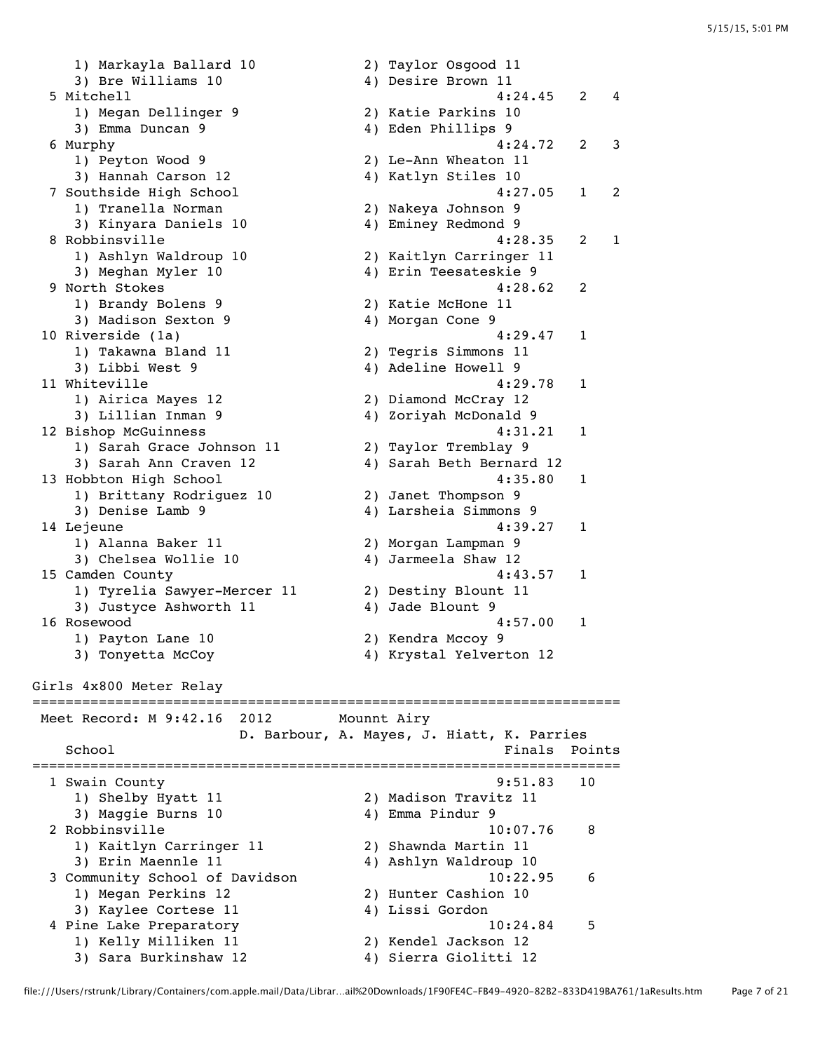```
    1) Markayla Ballard 10          2) Taylor Osgood 11
    3) Bre Williams 10              4) Desire Brown 11
  5 Mitchell                                       4:24.45   2   4
    1) Megan Dellinger 9            2) Katie Parkins 10
    3) Emma Duncan 9                4) Eden Phillips 9
  6 Murphy                                         4:24.72   2   3
    1) Peyton Wood 9                2) Le-Ann Wheaton 11
    3) Hannah Carson 12             4) Katlyn Stiles 10
  7 Southside High School                          4:27.05   1   2
    1) Tranella Norman              2) Nakeya Johnson 9
    3) Kinyara Daniels 10           4) Eminey Redmond 9
  8 Robbinsville                                   4:28.35   2   1
    1) Ashlyn Waldroup 10           2) Kaitlyn Carringer 11
    3) Meghan Myler 10              4) Erin Teesateskie 9
  9 North Stokes                                   4:28.62   2
    1) Brandy Bolens 9              2) Katie McHone 11
    3) Madison Sexton 9             4) Morgan Cone 9
 10 Riverside (1a)                                 4:29.47   1
    1) Takawna Bland 11             2) Tegris Simmons 11
    3) Libbi West 9                 4) Adeline Howell 9
 11 Whiteville                                     4:29.78   1
    1) Airica Mayes 12              2) Diamond McCray 12
    3) Lillian Inman 9              4) Zoriyah McDonald 9
 12 Bishop McGuinness                              4:31.21   1
    1) Sarah Grace Johnson 11       2) Taylor Tremblay 9
    3) Sarah Ann Craven 12          4) Sarah Beth Bernard 12
 13 Hobbton High School                            4:35.80   1
    1) Brittany Rodriguez 10        2) Janet Thompson 9
    3) Denise Lamb 9                4) Larsheia Simmons 9
 14 Lejeune                                        4:39.27   1
    1) Alanna Baker 11              2) Morgan Lampman 9
    3) Chelsea Wollie 10            4) Jarmeela Shaw 12
 15 Camden County                                  4:43.57   1
    1) Tyrelia Sawyer-Mercer 11     2) Destiny Blount 11
    3) Justyce Ashworth 11          4) Jade Blount 9
 16 Rosewood                                       4:57.00   1
    1) Payton Lane 10               2) Kendra Mccoy 9
    3) Tonyetta McCoy               4) Krystal Yelverton 12

Girls 4x800 Meter Relay
=======================================================================
 Meet Record: M 9:42.16  2012        Mounnt Airy
                        D. Barbour, A. Mayes, J. Hiatt, K. Parries
   School                                            Finals  Points
=======================================================================
  1 Swain County                                     9:51.83   10
    1) Shelby Hyatt 11              2) Madison Travitz 11
    3) Maggie Burns 10              4) Emma Pindur 9
  2 Robbinsville                                    10:07.76    8
    1) Kaitlyn Carringer 11         2) Shawnda Martin 11
    3) Erin Maennle 11              4) Ashlyn Waldroup 10
  3 Community School of Davidson                    10:22.95    6
    1) Megan Perkins 12             2) Hunter Cashion 10
    3) Kaylee Cortese 11            4) Lissi Gordon
  4 Pine Lake Preparatory                           10:24.84    5
    1) Kelly Milliken 11            2) Kendel Jackson 12
    3) Sara Burkinshaw 12           4) Sierra Giolitti 12
```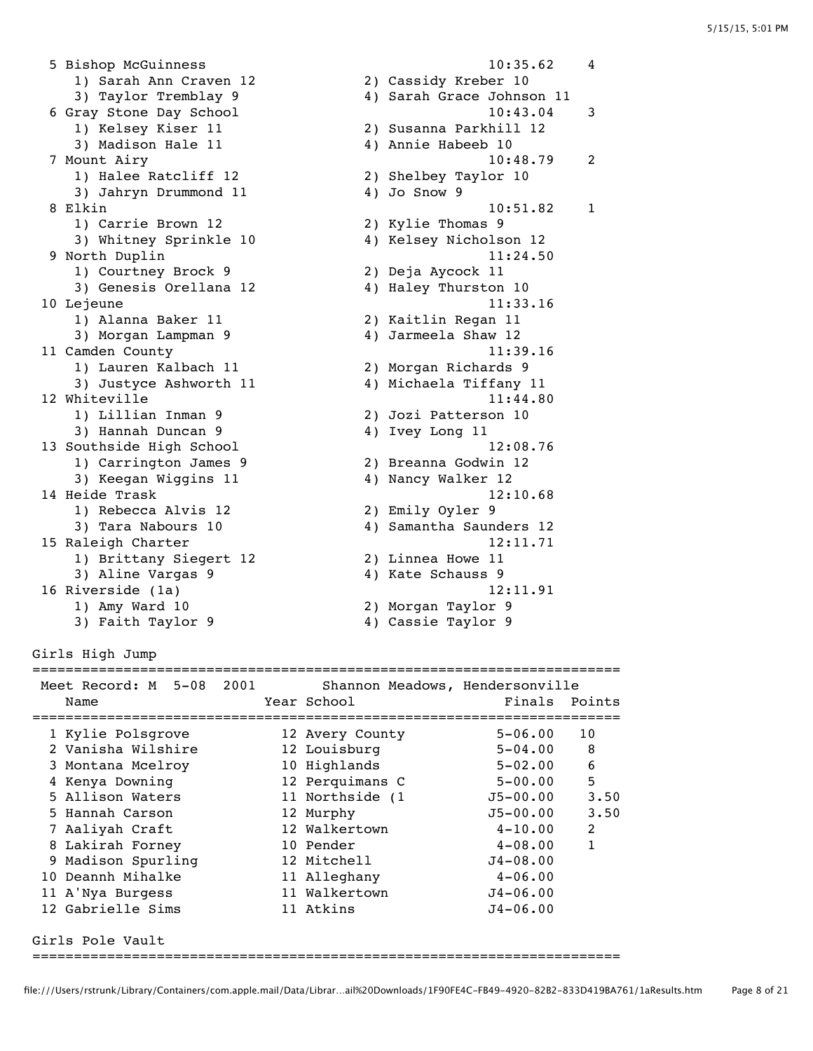| Place | Team | Finals | Points |
|---|---|---|---|
| 5 | Bishop McGuinness | 10:35.62 | 4 |
| | 1) Sarah Ann Craven 12; 2) Cassidy Kreber 10; 3) Taylor Tremblay 9; 4) Sarah Grace Johnson 11 | | |
| 6 | Gray Stone Day School | 10:43.04 | 3 |
| | 1) Kelsey Kiser 11; 2) Susanna Parkhill 12; 3) Madison Hale 11; 4) Annie Habeeb 10 | | |
| 7 | Mount Airy | 10:48.79 | 2 |
| | 1) Halee Ratcliff 12; 2) Shelbey Taylor 10; 3) Jahryn Drummond 11; 4) Jo Snow 9 | | |
| 8 | Elkin | 10:51.82 | 1 |
| | 1) Carrie Brown 12; 2) Kylie Thomas 9; 3) Whitney Sprinkle 10; 4) Kelsey Nicholson 12 | | |
| 9 | North Duplin | 11:24.50 | |
| | 1) Courtney Brock 9; 2) Deja Aycock 11; 3) Genesis Orellana 12; 4) Haley Thurston 10 | | |
| 10 | Lejeune | 11:33.16 | |
| | 1) Alanna Baker 11; 2) Kaitlin Regan 11; 3) Morgan Lampman 9; 4) Jarmeela Shaw 12 | | |
| 11 | Camden County | 11:39.16 | |
| | 1) Lauren Kalbach 11; 2) Morgan Richards 9; 3) Justyce Ashworth 11; 4) Michaela Tiffany 11 | | |
| 12 | Whiteville | 11:44.80 | |
| | 1) Lillian Inman 9; 2) Jozi Patterson 10; 3) Hannah Duncan 9; 4) Ivey Long 11 | | |
| 13 | Southside High School | 12:08.76 | |
| | 1) Carrington James 9; 2) Breanna Godwin 12; 3) Keegan Wiggins 11; 4) Nancy Walker 12 | | |
| 14 | Heide Trask | 12:10.68 | |
| | 1) Rebecca Alvis 12; 2) Emily Oyler 9; 3) Tara Nabours 10; 4) Samantha Saunders 12 | | |
| 15 | Raleigh Charter | 12:11.71 | |
| | 1) Brittany Siegert 12; 2) Linnea Howe 11; 3) Aline Vargas 9; 4) Kate Schauss 9 | | |
| 16 | Riverside (1a) | 12:11.91 | |
| | 1) Amy Ward 10; 2) Morgan Taylor 9; 3) Faith Taylor 9; 4) Cassie Taylor 9 | | |

## Girls High Jump

Meet Record: M 5-08 2001 Shannon Meadows, Hendersonville

| Place | Name | Year | School | Finals | Points |
|---|---|---|---|---|---|
| 1 | Kylie Polsgrove | 12 | Avery County | 5-06.00 | 10 |
| 2 | Vanisha Wilshire | 12 | Louisburg | 5-04.00 | 8 |
| 3 | Montana Mcelroy | 10 | Highlands | 5-02.00 | 6 |
| 4 | Kenya Downing | 12 | Perquimans C | 5-00.00 | 5 |
| 5 | Allison Waters | 11 | Northside (1 | J5-00.00 | 3.50 |
| 5 | Hannah Carson | 12 | Murphy | J5-00.00 | 3.50 |
| 7 | Aaliyah Craft | 12 | Walkertown | 4-10.00 | 2 |
| 8 | Lakirah Forney | 10 | Pender | 4-08.00 | 1 |
| 9 | Madison Spurling | 12 | Mitchell | J4-08.00 | |
| 10 | Deannh Mihalke | 11 | Alleghany | 4-06.00 | |
| 11 | A'Nya Burgess | 11 | Walkertown | J4-06.00 | |
| 12 | Gabrielle Sims | 11 | Atkins | J4-06.00 | |

## Girls Pole Vault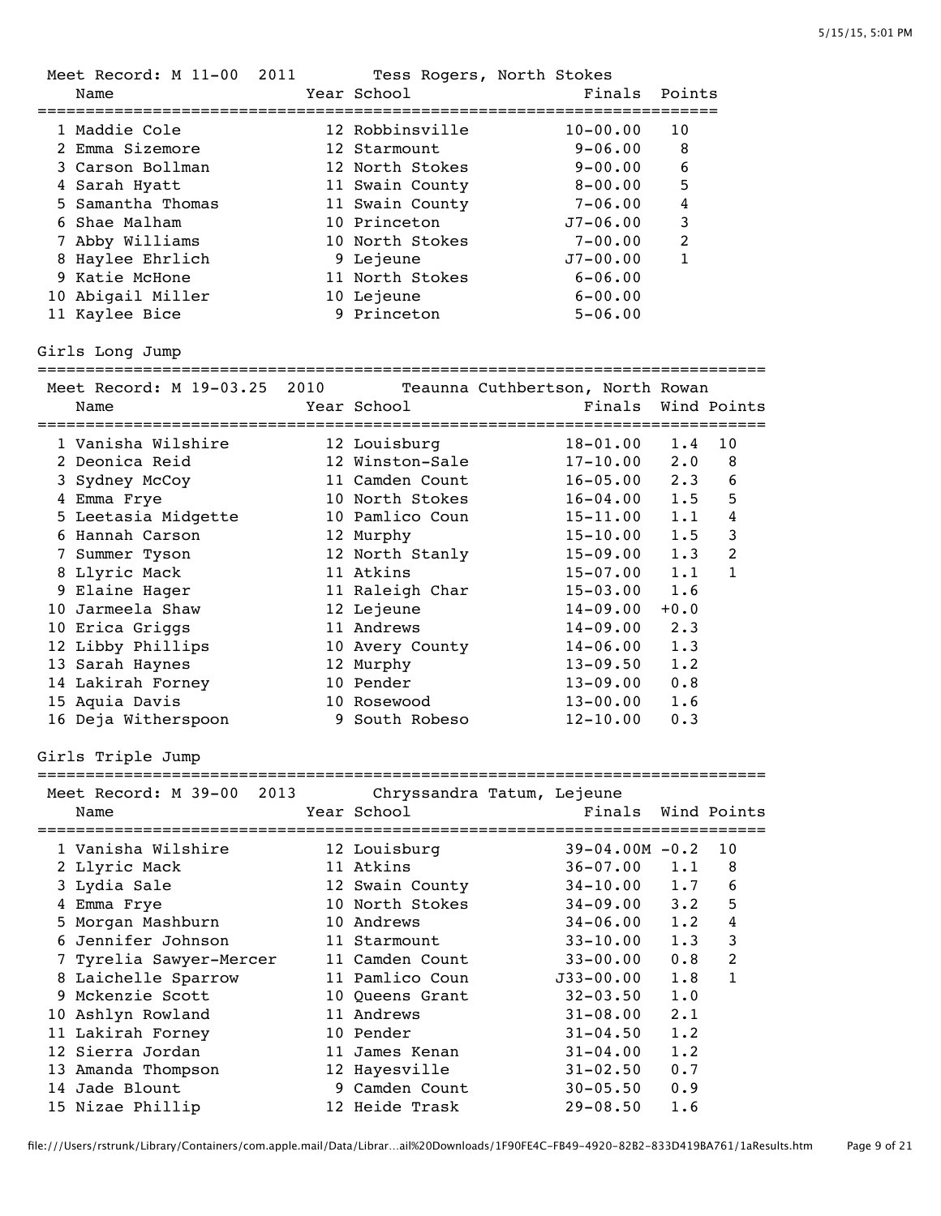Meet Record: M 11-00 2011 Tess Rogers, North Stokes

| | Name | Year | School | Finals | Points |
|---|---|---|---|---|---|
| 1 | Maddie Cole | 12 | Robbinsville | 10-00.00 | 10 |
| 2 | Emma Sizemore | 12 | Starmount | 9-06.00 | 8 |
| 3 | Carson Bollman | 12 | North Stokes | 9-00.00 | 6 |
| 4 | Sarah Hyatt | 11 | Swain County | 8-00.00 | 5 |
| 5 | Samantha Thomas | 11 | Swain County | 7-06.00 | 4 |
| 6 | Shae Malham | 10 | Princeton | J7-06.00 | 3 |
| 7 | Abby Williams | 10 | North Stokes | 7-00.00 | 2 |
| 8 | Haylee Ehrlich | 9 | Lejeune | J7-00.00 | 1 |
| 9 | Katie McHone | 11 | North Stokes | 6-06.00 | |
| 10 | Abigail Miller | 10 | Lejeune | 6-00.00 | |
| 11 | Kaylee Bice | 9 | Princeton | 5-06.00 | |

## Girls Long Jump

Meet Record: M 19-03.25 2010 Teaunna Cuthbertson, North Rowan

| | Name | Year | School | Finals | Wind | Points |
|---|---|---|---|---|---|---|
| 1 | Vanisha Wilshire | 12 | Louisburg | 18-01.00 | 1.4 | 10 |
| 2 | Deonica Reid | 12 | Winston-Sale | 17-10.00 | 2.0 | 8 |
| 3 | Sydney McCoy | 11 | Camden Count | 16-05.00 | 2.3 | 6 |
| 4 | Emma Frye | 10 | North Stokes | 16-04.00 | 1.5 | 5 |
| 5 | Leetasia Midgette | 10 | Pamlico Coun | 15-11.00 | 1.1 | 4 |
| 6 | Hannah Carson | 12 | Murphy | 15-10.00 | 1.5 | 3 |
| 7 | Summer Tyson | 12 | North Stanly | 15-09.00 | 1.3 | 2 |
| 8 | Llyric Mack | 11 | Atkins | 15-07.00 | 1.1 | 1 |
| 9 | Elaine Hager | 11 | Raleigh Char | 15-03.00 | 1.6 | |
| 10 | Jarmeela Shaw | 12 | Lejeune | 14-09.00 | +0.0 | |
| 10 | Erica Griggs | 11 | Andrews | 14-09.00 | 2.3 | |
| 12 | Libby Phillips | 10 | Avery County | 14-06.00 | 1.3 | |
| 13 | Sarah Haynes | 12 | Murphy | 13-09.50 | 1.2 | |
| 14 | Lakirah Forney | 10 | Pender | 13-09.00 | 0.8 | |
| 15 | Aquia Davis | 10 | Rosewood | 13-00.00 | 1.6 | |
| 16 | Deja Witherspoon | 9 | South Robeso | 12-10.00 | 0.3 | |

## Girls Triple Jump

Meet Record: M 39-00 2013 Chryssandra Tatum, Lejeune

| | Name | Year | School | Finals | Wind | Points |
|---|---|---|---|---|---|---|
| 1 | Vanisha Wilshire | 12 | Louisburg | 39-04.00M | -0.2 | 10 |
| 2 | Llyric Mack | 11 | Atkins | 36-07.00 | 1.1 | 8 |
| 3 | Lydia Sale | 12 | Swain County | 34-10.00 | 1.7 | 6 |
| 4 | Emma Frye | 10 | North Stokes | 34-09.00 | 3.2 | 5 |
| 5 | Morgan Mashburn | 10 | Andrews | 34-06.00 | 1.2 | 4 |
| 6 | Jennifer Johnson | 11 | Starmount | 33-10.00 | 1.3 | 3 |
| 7 | Tyrelia Sawyer-Mercer | 11 | Camden Count | 33-00.00 | 0.8 | 2 |
| 8 | Laichelle Sparrow | 11 | Pamlico Coun | J33-00.00 | 1.8 | 1 |
| 9 | Mckenzie Scott | 10 | Queens Grant | 32-03.50 | 1.0 | |
| 10 | Ashlyn Rowland | 11 | Andrews | 31-08.00 | 2.1 | |
| 11 | Lakirah Forney | 10 | Pender | 31-04.50 | 1.2 | |
| 12 | Sierra Jordan | 11 | James Kenan | 31-04.00 | 1.2 | |
| 13 | Amanda Thompson | 12 | Hayesville | 31-02.50 | 0.7 | |
| 14 | Jade Blount | 9 | Camden Count | 30-05.50 | 0.9 | |
| 15 | Nizae Phillip | 12 | Heide Trask | 29-08.50 | 1.6 | |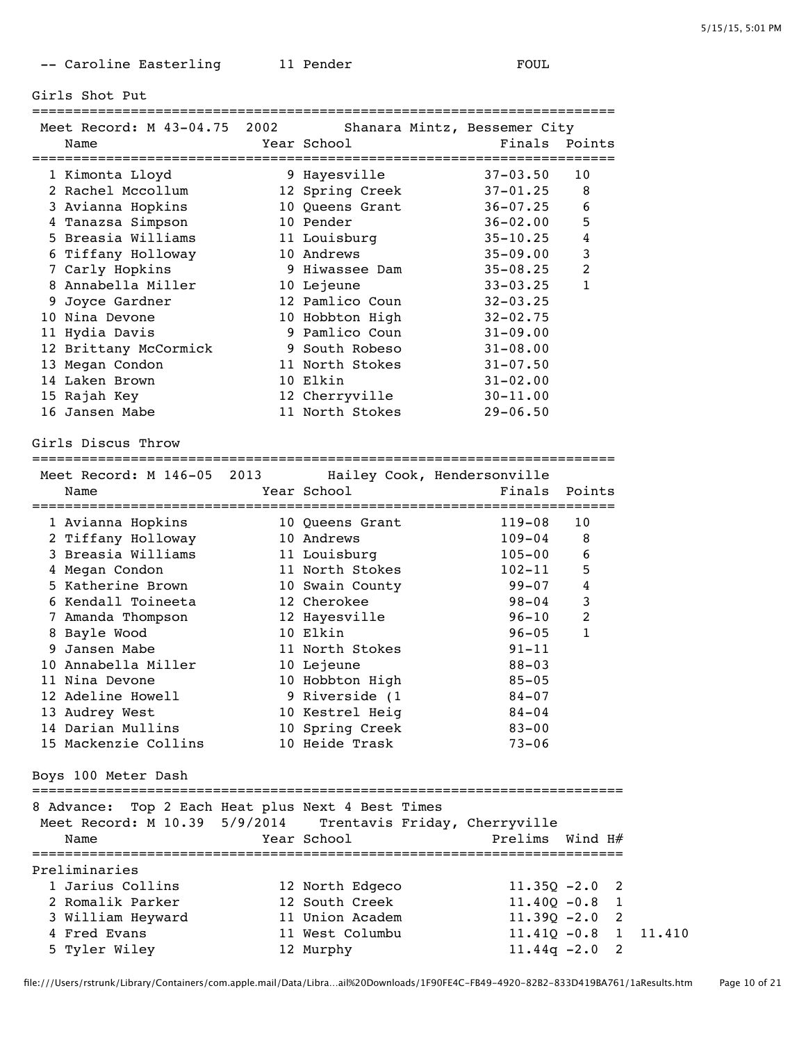| | Name | Year | School | Finals |
|---|---|---|---|---|
| -- | Caroline Easterling | 11 | Pender | FOUL |

## Girls Shot Put

Meet Record: M 43-04.75 2002 Shanara Mintz, Bessemer City

| | Name | Year | School | Finals | Points |
|---|---|---|---|---|---|
| 1 | Kimonta Lloyd | 9 | Hayesville | 37-03.50 | 10 |
| 2 | Rachel Mccollum | 12 | Spring Creek | 37-01.25 | 8 |
| 3 | Avianna Hopkins | 10 | Queens Grant | 36-07.25 | 6 |
| 4 | Tanazsa Simpson | 10 | Pender | 36-02.00 | 5 |
| 5 | Breasia Williams | 11 | Louisburg | 35-10.25 | 4 |
| 6 | Tiffany Holloway | 10 | Andrews | 35-09.00 | 3 |
| 7 | Carly Hopkins | 9 | Hiwassee Dam | 35-08.25 | 2 |
| 8 | Annabella Miller | 10 | Lejeune | 33-03.25 | 1 |
| 9 | Joyce Gardner | 12 | Pamlico Coun | 32-03.25 | |
| 10 | Nina Devone | 10 | Hobbton High | 32-02.75 | |
| 11 | Hydia Davis | 9 | Pamlico Coun | 31-09.00 | |
| 12 | Brittany McCormick | 9 | South Robeso | 31-08.00 | |
| 13 | Megan Condon | 11 | North Stokes | 31-07.50 | |
| 14 | Laken Brown | 10 | Elkin | 31-02.00 | |
| 15 | Rajah Key | 12 | Cherryville | 30-11.00 | |
| 16 | Jansen Mabe | 11 | North Stokes | 29-06.50 | |

## Girls Discus Throw

Meet Record: M 146-05 2013 Hailey Cook, Hendersonville

| | Name | Year | School | Finals | Points |
|---|---|---|---|---|---|
| 1 | Avianna Hopkins | 10 | Queens Grant | 119-08 | 10 |
| 2 | Tiffany Holloway | 10 | Andrews | 109-04 | 8 |
| 3 | Breasia Williams | 11 | Louisburg | 105-00 | 6 |
| 4 | Megan Condon | 11 | North Stokes | 102-11 | 5 |
| 5 | Katherine Brown | 10 | Swain County | 99-07 | 4 |
| 6 | Kendall Toineeta | 12 | Cherokee | 98-04 | 3 |
| 7 | Amanda Thompson | 12 | Hayesville | 96-10 | 2 |
| 8 | Bayle Wood | 10 | Elkin | 96-05 | 1 |
| 9 | Jansen Mabe | 11 | North Stokes | 91-11 | |
| 10 | Annabella Miller | 10 | Lejeune | 88-03 | |
| 11 | Nina Devone | 10 | Hobbton High | 85-05 | |
| 12 | Adeline Howell | 9 | Riverside (1 | 84-07 | |
| 13 | Audrey West | 10 | Kestrel Heig | 84-04 | |
| 14 | Darian Mullins | 10 | Spring Creek | 83-00 | |
| 15 | Mackenzie Collins | 10 | Heide Trask | 73-06 | |

## Boys 100 Meter Dash

8 Advance: Top 2 Each Heat plus Next 4 Best Times

Meet Record: M 10.39 5/9/2014 Trentavis Friday, Cherryville

**Preliminaries**

| | Name | Year | School | Prelims | Wind | H# | |
|---|---|---|---|---|---|---|---|
| 1 | Jarius Collins | 12 | North Edgeco | 11.35Q | -2.0 | 2 | |
| 2 | Romalik Parker | 12 | South Creek | 11.40Q | -0.8 | 1 | |
| 3 | William Heyward | 11 | Union Academ | 11.39Q | -2.0 | 2 | |
| 4 | Fred Evans | 11 | West Columbu | 11.41Q | -0.8 | 1 | 11.410 |
| 5 | Tyler Wiley | 12 | Murphy | 11.44q | -2.0 | 2 | |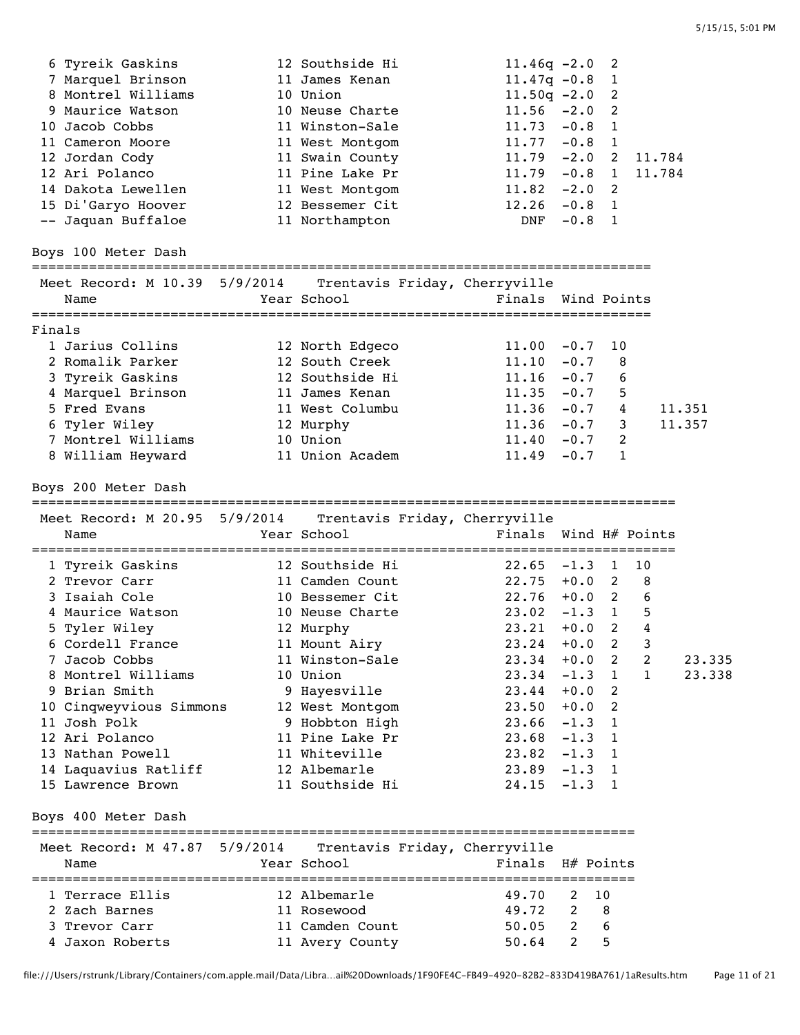| Place | Name | Year | School | Finals | Wind | H# | |
|---|---|---|---|---|---|---|---|
| 6 | Tyreik Gaskins | 12 | Southside Hi | 11.46q | -2.0 | 2 | |
| 7 | Marquel Brinson | 11 | James Kenan | 11.47q | -0.8 | 1 | |
| 8 | Montrel Williams | 10 | Union | 11.50q | -2.0 | 2 | |
| 9 | Maurice Watson | 10 | Neuse Charte | 11.56 | -2.0 | 2 | |
| 10 | Jacob Cobbs | 11 | Winston-Sale | 11.73 | -0.8 | 1 | |
| 11 | Cameron Moore | 11 | West Montgom | 11.77 | -0.8 | 1 | |
| 12 | Jordan Cody | 11 | Swain County | 11.79 | -2.0 | 2 | 11.784 |
| 12 | Ari Polanco | 11 | Pine Lake Pr | 11.79 | -0.8 | 1 | 11.784 |
| 14 | Dakota Lewellen | 11 | West Montgom | 11.82 | -2.0 | 2 | |
| 15 | Di'Garyo Hoover | 12 | Bessemer Cit | 12.26 | -0.8 | 1 | |
| -- | Jaquan Buffaloe | 11 | Northampton | DNF | -0.8 | 1 | |

## Boys 100 Meter Dash

Meet Record: M 10.39 5/9/2014 Trentavis Friday, Cherryville

Finals

| Place | Name | Year | School | Finals | Wind | Points | |
|---|---|---|---|---|---|---|---|
| 1 | Jarius Collins | 12 | North Edgeco | 11.00 | -0.7 | 10 | |
| 2 | Romalik Parker | 12 | South Creek | 11.10 | -0.7 | 8 | |
| 3 | Tyreik Gaskins | 12 | Southside Hi | 11.16 | -0.7 | 6 | |
| 4 | Marquel Brinson | 11 | James Kenan | 11.35 | -0.7 | 5 | |
| 5 | Fred Evans | 11 | West Columbu | 11.36 | -0.7 | 4 | 11.351 |
| 6 | Tyler Wiley | 12 | Murphy | 11.36 | -0.7 | 3 | 11.357 |
| 7 | Montrel Williams | 10 | Union | 11.40 | -0.7 | 2 | |
| 8 | William Heyward | 11 | Union Academ | 11.49 | -0.7 | 1 | |

## Boys 200 Meter Dash

Meet Record: M 20.95 5/9/2014 Trentavis Friday, Cherryville

| Place | Name | Year | School | Finals | Wind | H# | Points | |
|---|---|---|---|---|---|---|---|---|
| 1 | Tyreik Gaskins | 12 | Southside Hi | 22.65 | -1.3 | 1 | 10 | |
| 2 | Trevor Carr | 11 | Camden Count | 22.75 | +0.0 | 2 | 8 | |
| 3 | Isaiah Cole | 10 | Bessemer Cit | 22.76 | +0.0 | 2 | 6 | |
| 4 | Maurice Watson | 10 | Neuse Charte | 23.02 | -1.3 | 1 | 5 | |
| 5 | Tyler Wiley | 12 | Murphy | 23.21 | +0.0 | 2 | 4 | |
| 6 | Cordell France | 11 | Mount Airy | 23.24 | +0.0 | 2 | 3 | |
| 7 | Jacob Cobbs | 11 | Winston-Sale | 23.34 | +0.0 | 2 | 2 | 23.335 |
| 8 | Montrel Williams | 10 | Union | 23.34 | -1.3 | 1 | 1 | 23.338 |
| 9 | Brian Smith | 9 | Hayesville | 23.44 | +0.0 | 2 | | |
| 10 | Cinqweyvious Simmons | 12 | West Montgom | 23.50 | +0.0 | 2 | | |
| 11 | Josh Polk | 9 | Hobbton High | 23.66 | -1.3 | 1 | | |
| 12 | Ari Polanco | 11 | Pine Lake Pr | 23.68 | -1.3 | 1 | | |
| 13 | Nathan Powell | 11 | Whiteville | 23.82 | -1.3 | 1 | | |
| 14 | Laquavius Ratliff | 12 | Albemarle | 23.89 | -1.3 | 1 | | |
| 15 | Lawrence Brown | 11 | Southside Hi | 24.15 | -1.3 | 1 | | |

## Boys 400 Meter Dash

Meet Record: M 47.87 5/9/2014 Trentavis Friday, Cherryville

| Place | Name | Year | School | Finals | H# | Points |
|---|---|---|---|---|---|---|
| 1 | Terrace Ellis | 12 | Albemarle | 49.70 | 2 | 10 |
| 2 | Zach Barnes | 11 | Rosewood | 49.72 | 2 | 8 |
| 3 | Trevor Carr | 11 | Camden Count | 50.05 | 2 | 6 |
| 4 | Jaxon Roberts | 11 | Avery County | 50.64 | 2 | 5 |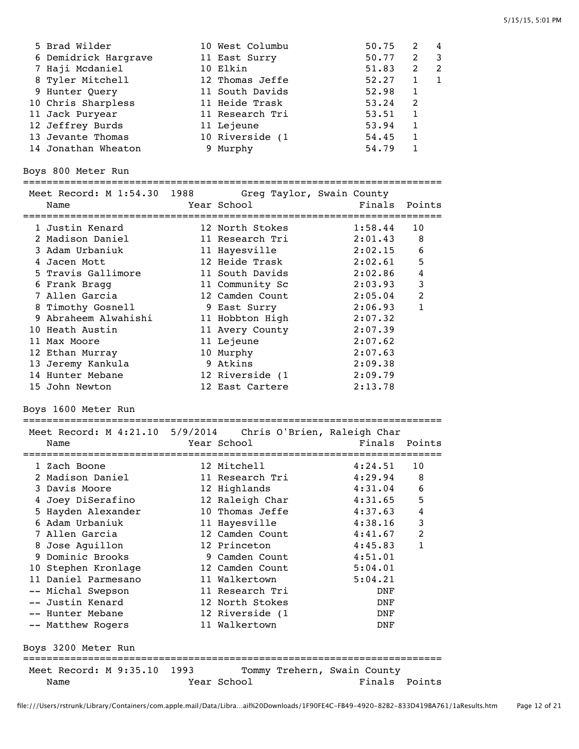| Place | Name | Year | School | Finals | Heat | Points |
|---|---|---|---|---|---|---|
| 5 | Brad Wilder | 10 | West Columbu | 50.75 | 2 | 4 |
| 6 | Demidrick Hargrave | 11 | East Surry | 50.77 | 2 | 3 |
| 7 | Haji Mcdaniel | 10 | Elkin | 51.83 | 2 | 2 |
| 8 | Tyler Mitchell | 12 | Thomas Jeffe | 52.27 | 1 | 1 |
| 9 | Hunter Query | 11 | South Davids | 52.98 | 1 | |
| 10 | Chris Sharpless | 11 | Heide Trask | 53.24 | 2 | |
| 11 | Jack Puryear | 11 | Research Tri | 53.51 | 1 | |
| 12 | Jeffrey Burds | 11 | Lejeune | 53.94 | 1 | |
| 13 | Jevante Thomas | 10 | Riverside (1 | 54.45 | 1 | |
| 14 | Jonathan Wheaton | 9 | Murphy | 54.79 | 1 | |

## Boys 800 Meter Run

Meet Record: M 1:54.30 1988 Greg Taylor, Swain County

| Place | Name | Year | School | Finals | Points |
|---|---|---|---|---|---|
| 1 | Justin Kenard | 12 | North Stokes | 1:58.44 | 10 |
| 2 | Madison Daniel | 11 | Research Tri | 2:01.43 | 8 |
| 3 | Adam Urbaniuk | 11 | Hayesville | 2:02.15 | 6 |
| 4 | Jacen Mott | 12 | Heide Trask | 2:02.61 | 5 |
| 5 | Travis Gallimore | 11 | South Davids | 2:02.86 | 4 |
| 6 | Frank Bragg | 11 | Community Sc | 2:03.93 | 3 |
| 7 | Allen Garcia | 12 | Camden Count | 2:05.04 | 2 |
| 8 | Timothy Gosnell | 9 | East Surry | 2:06.93 | 1 |
| 9 | Abraheem Alwahishi | 11 | Hobbton High | 2:07.32 | |
| 10 | Heath Austin | 11 | Avery County | 2:07.39 | |
| 11 | Max Moore | 11 | Lejeune | 2:07.62 | |
| 12 | Ethan Murray | 10 | Murphy | 2:07.63 | |
| 13 | Jeremy Kankula | 9 | Atkins | 2:09.38 | |
| 14 | Hunter Mebane | 12 | Riverside (1 | 2:09.79 | |
| 15 | John Newton | 12 | East Cartere | 2:13.78 | |

## Boys 1600 Meter Run

Meet Record: M 4:21.10 5/9/2014 Chris O'Brien, Raleigh Char

| Place | Name | Year | School | Finals | Points |
|---|---|---|---|---|---|
| 1 | Zach Boone | 12 | Mitchell | 4:24.51 | 10 |
| 2 | Madison Daniel | 11 | Research Tri | 4:29.94 | 8 |
| 3 | Davis Moore | 12 | Highlands | 4:31.04 | 6 |
| 4 | Joey DiSerafino | 12 | Raleigh Char | 4:31.65 | 5 |
| 5 | Hayden Alexander | 10 | Thomas Jeffe | 4:37.63 | 4 |
| 6 | Adam Urbaniuk | 11 | Hayesville | 4:38.16 | 3 |
| 7 | Allen Garcia | 12 | Camden Count | 4:41.67 | 2 |
| 8 | Jose Aguillon | 12 | Princeton | 4:45.83 | 1 |
| 9 | Dominic Brooks | 9 | Camden Count | 4:51.01 | |
| 10 | Stephen Kronlage | 12 | Camden Count | 5:04.01 | |
| 11 | Daniel Parmesano | 11 | Walkertown | 5:04.21 | |
| -- | Michal Swepson | 11 | Research Tri | DNF | |
| -- | Justin Kenard | 12 | North Stokes | DNF | |
| -- | Hunter Mebane | 12 | Riverside (1 | DNF | |
| -- | Matthew Rogers | 11 | Walkertown | DNF | |

## Boys 3200 Meter Run

Meet Record: M 9:35.10 1993 Tommy Trehern, Swain County

| Place | Name | Year | School | Finals | Points |
|---|---|---|---|---|---|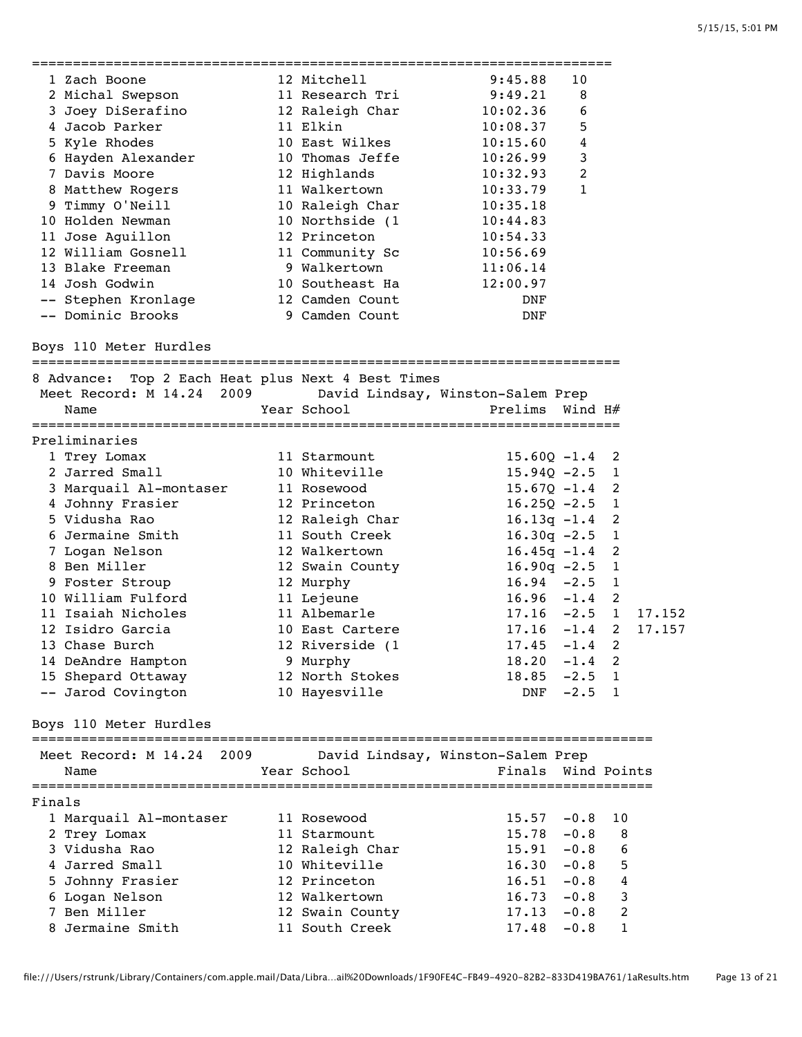| Place | Name | Year | School | Time | Points |
|---|---|---|---|---|---|
| 1 | Zach Boone | 12 | Mitchell | 9:45.88 | 10 |
| 2 | Michal Swepson | 11 | Research Tri | 9:49.21 | 8 |
| 3 | Joey DiSerafino | 12 | Raleigh Char | 10:02.36 | 6 |
| 4 | Jacob Parker | 11 | Elkin | 10:08.37 | 5 |
| 5 | Kyle Rhodes | 10 | East Wilkes | 10:15.60 | 4 |
| 6 | Hayden Alexander | 10 | Thomas Jeffe | 10:26.99 | 3 |
| 7 | Davis Moore | 12 | Highlands | 10:32.93 | 2 |
| 8 | Matthew Rogers | 11 | Walkertown | 10:33.79 | 1 |
| 9 | Timmy O'Neill | 10 | Raleigh Char | 10:35.18 | |
| 10 | Holden Newman | 10 | Northside (1 | 10:44.83 | |
| 11 | Jose Aguillon | 12 | Princeton | 10:54.33 | |
| 12 | William Gosnell | 11 | Community Sc | 10:56.69 | |
| 13 | Blake Freeman | 9 | Walkertown | 11:06.14 | |
| 14 | Josh Godwin | 10 | Southeast Ha | 12:00.97 | |
| -- | Stephen Kronlage | 12 | Camden Count | DNF | |
| -- | Dominic Brooks | 9 | Camden Count | DNF | |

## Boys 110 Meter Hurdles

8 Advance: Top 2 Each Heat plus Next 4 Best Times
Meet Record: M 14.24 2009 David Lindsay, Winston-Salem Prep

### Preliminaries

| Place | Name | Year | School | Prelims | Wind | H# | |
|---|---|---|---|---|---|---|---|
| 1 | Trey Lomax | 11 | Starmount | 15.60Q | -1.4 | 2 | |
| 2 | Jarred Small | 10 | Whiteville | 15.94Q | -2.5 | 1 | |
| 3 | Marquail Al-montaser | 11 | Rosewood | 15.67Q | -1.4 | 2 | |
| 4 | Johnny Frasier | 12 | Princeton | 16.25Q | -2.5 | 1 | |
| 5 | Vidusha Rao | 12 | Raleigh Char | 16.13q | -1.4 | 2 | |
| 6 | Jermaine Smith | 11 | South Creek | 16.30q | -2.5 | 1 | |
| 7 | Logan Nelson | 12 | Walkertown | 16.45q | -1.4 | 2 | |
| 8 | Ben Miller | 12 | Swain County | 16.90q | -2.5 | 1 | |
| 9 | Foster Stroup | 12 | Murphy | 16.94 | -2.5 | 1 | |
| 10 | William Fulford | 11 | Lejeune | 16.96 | -1.4 | 2 | |
| 11 | Isaiah Nicholes | 11 | Albemarle | 17.16 | -2.5 | 1 | 17.152 |
| 12 | Isidro Garcia | 10 | East Cartere | 17.16 | -1.4 | 2 | 17.157 |
| 13 | Chase Burch | 12 | Riverside (1 | 17.45 | -1.4 | 2 | |
| 14 | DeAndre Hampton | 9 | Murphy | 18.20 | -1.4 | 2 | |
| 15 | Shepard Ottaway | 12 | North Stokes | 18.85 | -2.5 | 1 | |
| -- | Jarod Covington | 10 | Hayesville | DNF | -2.5 | 1 | |

## Boys 110 Meter Hurdles

Meet Record: M 14.24 2009 David Lindsay, Winston-Salem Prep

### Finals

| Place | Name | Year | School | Finals | Wind | Points |
|---|---|---|---|---|---|---|
| 1 | Marquail Al-montaser | 11 | Rosewood | 15.57 | -0.8 | 10 |
| 2 | Trey Lomax | 11 | Starmount | 15.78 | -0.8 | 8 |
| 3 | Vidusha Rao | 12 | Raleigh Char | 15.91 | -0.8 | 6 |
| 4 | Jarred Small | 10 | Whiteville | 16.30 | -0.8 | 5 |
| 5 | Johnny Frasier | 12 | Princeton | 16.51 | -0.8 | 4 |
| 6 | Logan Nelson | 12 | Walkertown | 16.73 | -0.8 | 3 |
| 7 | Ben Miller | 12 | Swain County | 17.13 | -0.8 | 2 |
| 8 | Jermaine Smith | 11 | South Creek | 17.48 | -0.8 | 1 |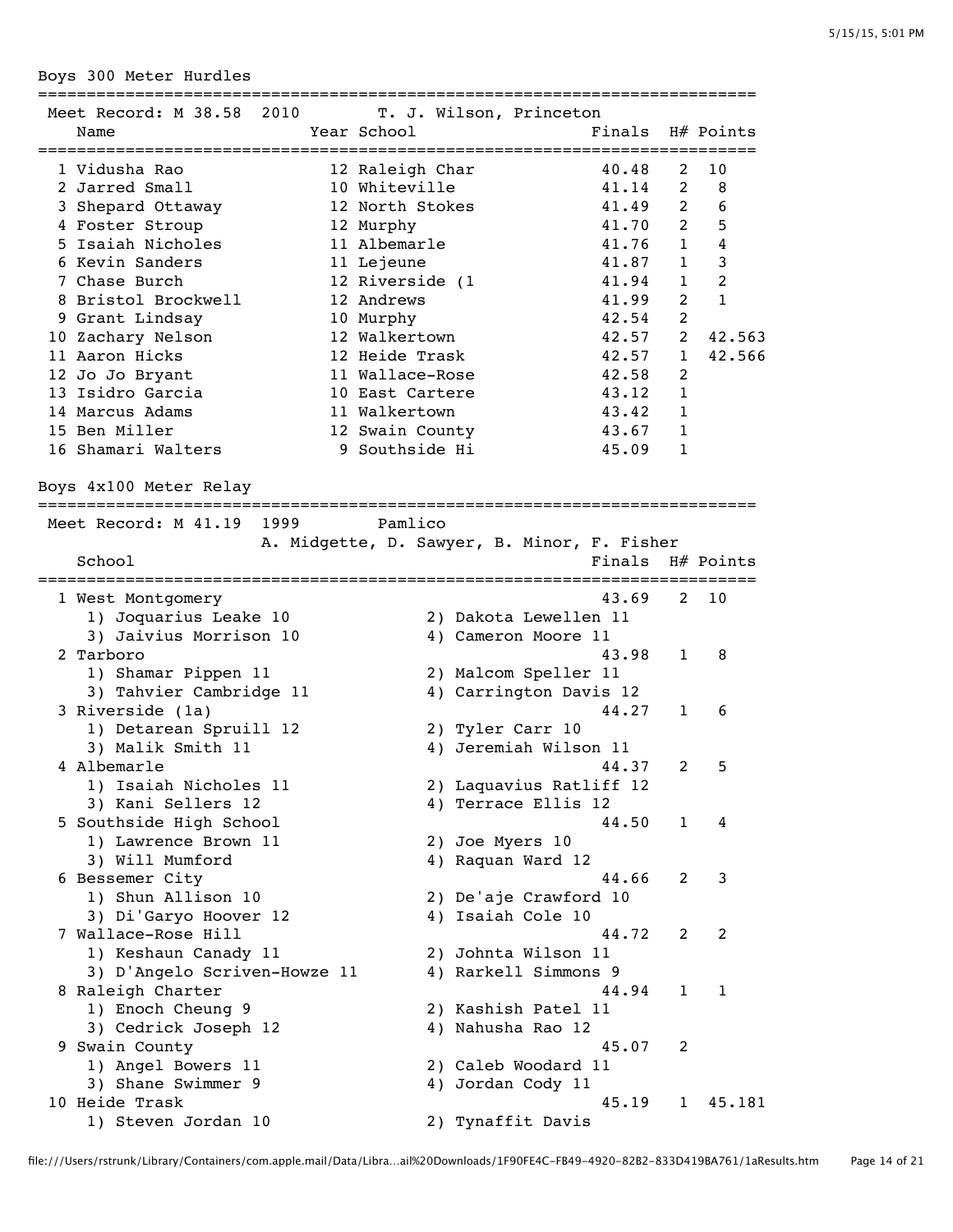## Boys 300 Meter Hurdles

Meet Record: M 38.58 2010 T. J. Wilson, Princeton

| | Name | Year | School | Finals | H# | Points |
|---|---|---|---|---|---|---|
| 1 | Vidusha Rao | 12 | Raleigh Char | 40.48 | 2 | 10 |
| 2 | Jarred Small | 10 | Whiteville | 41.14 | 2 | 8 |
| 3 | Shepard Ottaway | 12 | North Stokes | 41.49 | 2 | 6 |
| 4 | Foster Stroup | 12 | Murphy | 41.70 | 2 | 5 |
| 5 | Isaiah Nicholes | 11 | Albemarle | 41.76 | 1 | 4 |
| 6 | Kevin Sanders | 11 | Lejeune | 41.87 | 1 | 3 |
| 7 | Chase Burch | 12 | Riverside (1 | 41.94 | 1 | 2 |
| 8 | Bristol Brockwell | 12 | Andrews | 41.99 | 2 | 1 |
| 9 | Grant Lindsay | 10 | Murphy | 42.54 | 2 | |
| 10 | Zachary Nelson | 12 | Walkertown | 42.57 | 2 | 42.563 |
| 11 | Aaron Hicks | 12 | Heide Trask | 42.57 | 1 | 42.566 |
| 12 | Jo Jo Bryant | 11 | Wallace-Rose | 42.58 | 2 | |
| 13 | Isidro Garcia | 10 | East Cartere | 43.12 | 1 | |
| 14 | Marcus Adams | 11 | Walkertown | 43.42 | 1 | |
| 15 | Ben Miller | 12 | Swain County | 43.67 | 1 | |
| 16 | Shamari Walters | 9 | Southside Hi | 45.09 | 1 | |

## Boys 4x100 Meter Relay

Meet Record: M 41.19 1999 Pamlico
A. Midgette, D. Sawyer, B. Minor, F. Fisher

| | School | Finals | H# | Points |
|---|---|---|---|---|
| 1 | West Montgomery | 43.69 | 2 | 10 |
| | 1) Joquarius Leake 10, 2) Dakota Lewellen 11, 3) Jaivius Morrison 10, 4) Cameron Moore 11 | | | |
| 2 | Tarboro | 43.98 | 1 | 8 |
| | 1) Shamar Pippen 11, 2) Malcom Speller 11, 3) Tahvier Cambridge 11, 4) Carrington Davis 12 | | | |
| 3 | Riverside (1a) | 44.27 | 1 | 6 |
| | 1) Detarean Spruill 12, 2) Tyler Carr 10, 3) Malik Smith 11, 4) Jeremiah Wilson 11 | | | |
| 4 | Albemarle | 44.37 | 2 | 5 |
| | 1) Isaiah Nicholes 11, 2) Laquavius Ratliff 12, 3) Kani Sellers 12, 4) Terrace Ellis 12 | | | |
| 5 | Southside High School | 44.50 | 1 | 4 |
| | 1) Lawrence Brown 11, 2) Joe Myers 10, 3) Will Mumford, 4) Raquan Ward 12 | | | |
| 6 | Bessemer City | 44.66 | 2 | 3 |
| | 1) Shun Allison 10, 2) De'aje Crawford 10, 3) Di'Garyo Hoover 12, 4) Isaiah Cole 10 | | | |
| 7 | Wallace-Rose Hill | 44.72 | 2 | 2 |
| | 1) Keshaun Canady 11, 2) Johnta Wilson 11, 3) D'Angelo Scriven-Howze 11, 4) Rarkell Simmons 9 | | | |
| 8 | Raleigh Charter | 44.94 | 1 | 1 |
| | 1) Enoch Cheung 9, 2) Kashish Patel 11, 3) Cedrick Joseph 12, 4) Nahusha Rao 12 | | | |
| 9 | Swain County | 45.07 | 2 | |
| | 1) Angel Bowers 11, 2) Caleb Woodard 11, 3) Shane Swimmer 9, 4) Jordan Cody 11 | | | |
| 10 | Heide Trask | 45.19 | 1 | 45.181 |
| | 1) Steven Jordan 10, 2) Tynaffit Davis | | | |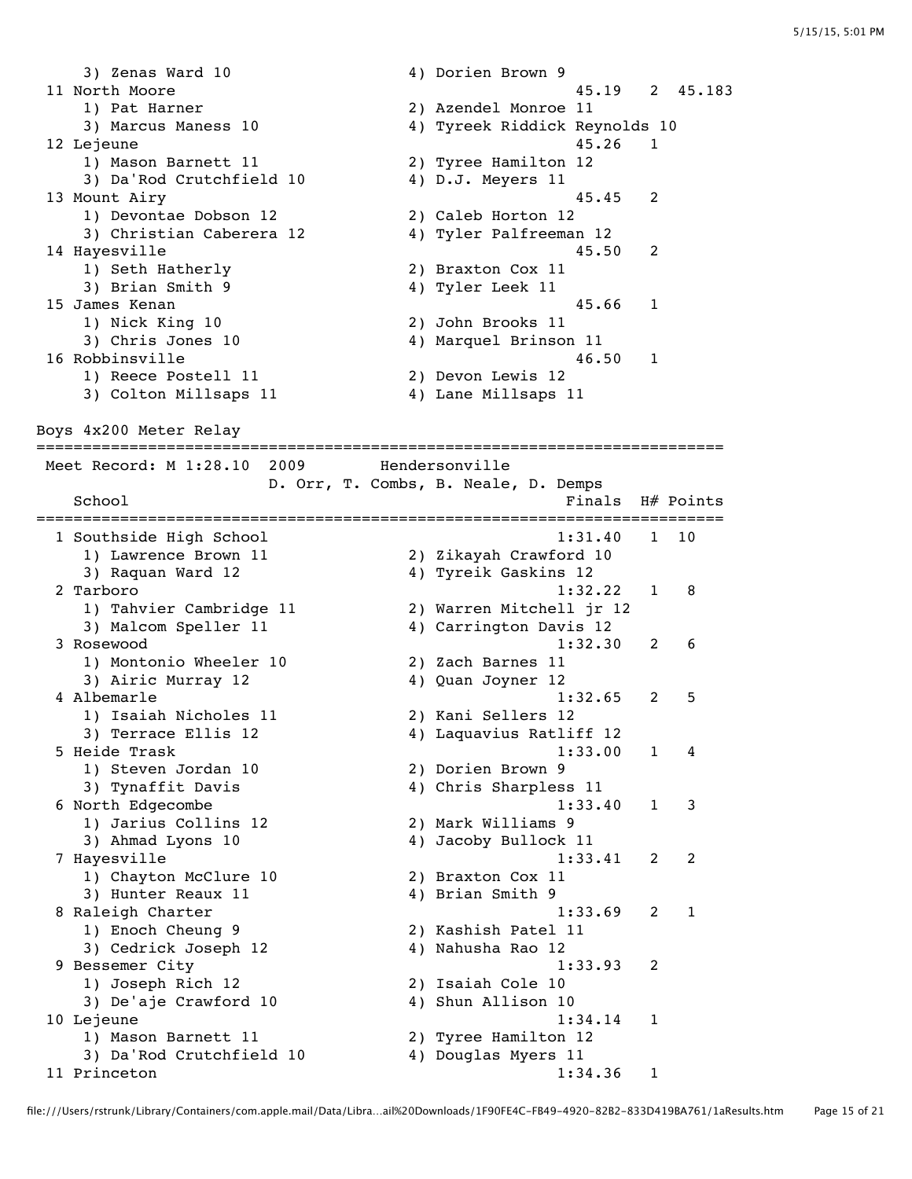```
    3) Zenas Ward 10                  4) Dorien Brown 9
 11 North Moore                                    45.19   2  45.183
    1) Pat Harner                     2) Azendel Monroe 11
    3) Marcus Maness 10               4) Tyreek Riddick Reynolds 10
 12 Lejeune                                        45.26   1
    1) Mason Barnett 11               2) Tyree Hamilton 12
    3) Da'Rod Crutchfield 10          4) D.J. Meyers 11
 13 Mount Airy                                     45.45   2
    1) Devontae Dobson 12             2) Caleb Horton 12
    3) Christian Caberera 12          4) Tyler Palfreeman 12
 14 Hayesville                                     45.50   2
    1) Seth Hatherly                  2) Braxton Cox 11
    3) Brian Smith 9                  4) Tyler Leek 11
 15 James Kenan                                    45.66   1
    1) Nick King 10                   2) John Brooks 11
    3) Chris Jones 10                 4) Marquel Brinson 11
 16 Robbinsville                                   46.50   1
    1) Reece Postell 11               2) Devon Lewis 12
    3) Colton Millsaps 11             4) Lane Millsaps 11
```

Boys 4x200 Meter Relay

```
========================================================================
 Meet Record: M 1:28.10  2009       Hendersonville
                        D. Orr, T. Combs, B. Neale, D. Demps
    School                                          Finals  H# Points
========================================================================
  1 Southside High School                         1:31.40   1  10
    1) Lawrence Brown 11              2) Zikayah Crawford 10
    3) Raquan Ward 12                 4) Tyreik Gaskins 12
  2 Tarboro                                       1:32.22   1   8
    1) Tahvier Cambridge 11           2) Warren Mitchell jr 12
    3) Malcom Speller 11              4) Carrington Davis 12
  3 Rosewood                                      1:32.30   2   6
    1) Montonio Wheeler 10            2) Zach Barnes 11
    3) Airic Murray 12                4) Quan Joyner 12
  4 Albemarle                                     1:32.65   2   5
    1) Isaiah Nicholes 11             2) Kani Sellers 12
    3) Terrace Ellis 12               4) Laquavius Ratliff 12
  5 Heide Trask                                   1:33.00   1   4
    1) Steven Jordan 10               2) Dorien Brown 9
    3) Tynaffit Davis                 4) Chris Sharpless 11
  6 North Edgecombe                               1:33.40   1   3
    1) Jarius Collins 12              2) Mark Williams 9
    3) Ahmad Lyons 10                 4) Jacoby Bullock 11
  7 Hayesville                                    1:33.41   2   2
    1) Chayton McClure 10             2) Braxton Cox 11
    3) Hunter Reaux 11                4) Brian Smith 9
  8 Raleigh Charter                               1:33.69   2   1
    1) Enoch Cheung 9                 2) Kashish Patel 11
    3) Cedrick Joseph 12              4) Nahusha Rao 12
  9 Bessemer City                                 1:33.93   2
    1) Joseph Rich 12                 2) Isaiah Cole 10
    3) De'aje Crawford 10             4) Shun Allison 10
 10 Lejeune                                       1:34.14   1
    1) Mason Barnett 11               2) Tyree Hamilton 12
    3) Da'Rod Crutchfield 10          4) Douglas Myers 11
 11 Princeton                                     1:34.36   1
```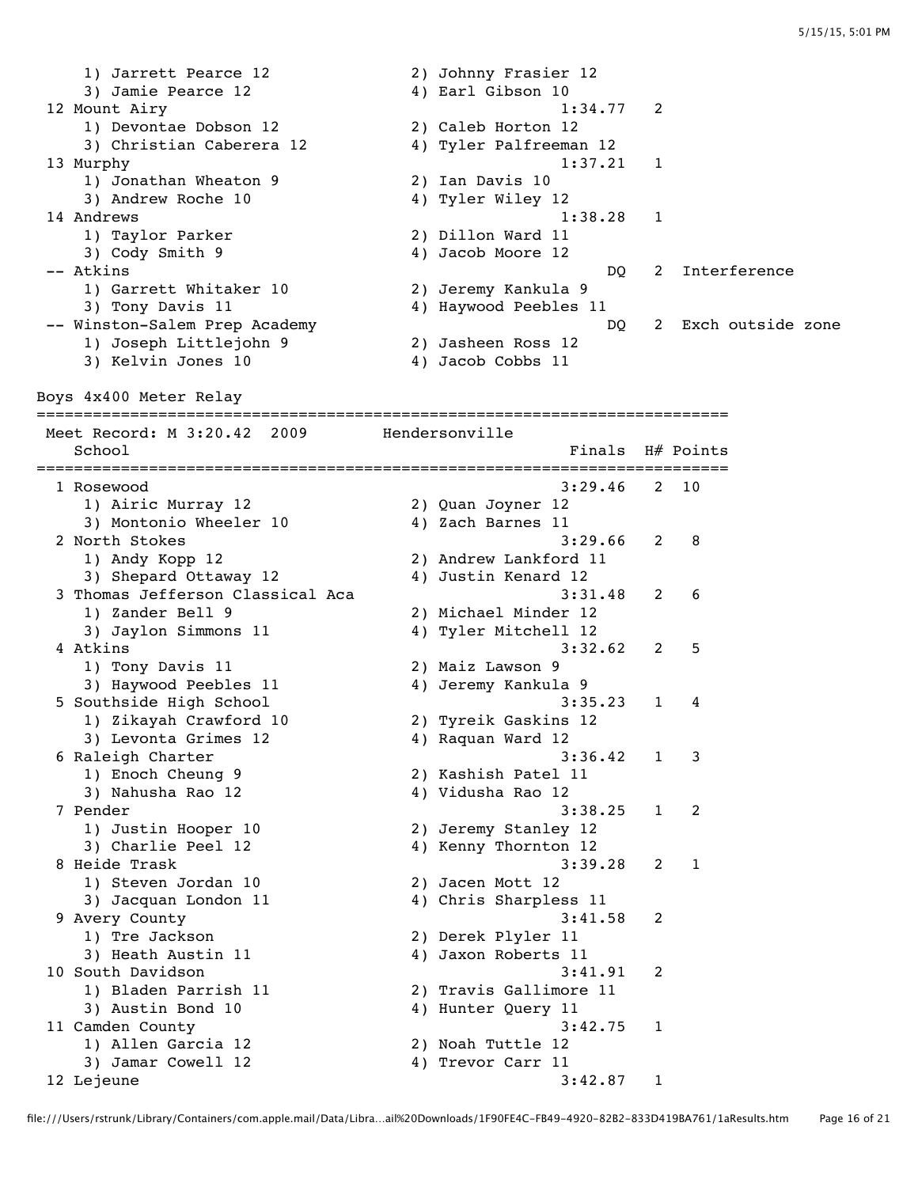```
    1) Jarrett Pearce 12              2) Johnny Frasier 12
    3) Jamie Pearce 12                4) Earl Gibson 10
 12 Mount Airy                                   1:34.77   2
    1) Devontae Dobson 12             2) Caleb Horton 12
    3) Christian Caberera 12          4) Tyler Palfreeman 12
 13 Murphy                                       1:37.21   1
    1) Jonathan Wheaton 9             2) Ian Davis 10
    3) Andrew Roche 10                4) Tyler Wiley 12
 14 Andrews                                      1:38.28   1
    1) Taylor Parker                  2) Dillon Ward 11
    3) Cody Smith 9                   4) Jacob Moore 12
 -- Atkins                                            DQ   2  Interference
    1) Garrett Whitaker 10            2) Jeremy Kankula 9
    3) Tony Davis 11                  4) Haywood Peebles 11
 -- Winston-Salem Prep Academy                        DQ   2  Exch outside zone
    1) Joseph Littlejohn 9            2) Jasheen Ross 12
    3) Kelvin Jones 10                4) Jacob Cobbs 11
```

## Boys 4x400 Meter Relay

```
=========================================================================
 Meet Record: M 3:20.42  2009        Hendersonville
    School                                           Finals  H# Points
=========================================================================
  1 Rosewood                                     3:29.46   2  10
    1) Airic Murray 12                2) Quan Joyner 12
    3) Montonio Wheeler 10            4) Zach Barnes 11
  2 North Stokes                                 3:29.66   2   8
    1) Andy Kopp 12                   2) Andrew Lankford 11
    3) Shepard Ottaway 12             4) Justin Kenard 12
  3 Thomas Jefferson Classical Aca               3:31.48   2   6
    1) Zander Bell 9                  2) Michael Minder 12
    3) Jaylon Simmons 11              4) Tyler Mitchell 12
  4 Atkins                                       3:32.62   2   5
    1) Tony Davis 11                  2) Maiz Lawson 9
    3) Haywood Peebles 11             4) Jeremy Kankula 9
  5 Southside High School                        3:35.23   1   4
    1) Zikayah Crawford 10            2) Tyreik Gaskins 12
    3) Levonta Grimes 12              4) Raquan Ward 12
  6 Raleigh Charter                              3:36.42   1   3
    1) Enoch Cheung 9                 2) Kashish Patel 11
    3) Nahusha Rao 12                 4) Vidusha Rao 12
  7 Pender                                       3:38.25   1   2
    1) Justin Hooper 10               2) Jeremy Stanley 12
    3) Charlie Peel 12                4) Kenny Thornton 12
  8 Heide Trask                                  3:39.28   2   1
    1) Steven Jordan 10               2) Jacen Mott 12
    3) Jacquan London 11              4) Chris Sharpless 11
  9 Avery County                                 3:41.58   2
    1) Tre Jackson                    2) Derek Plyler 11
    3) Heath Austin 11                4) Jaxon Roberts 11
 10 South Davidson                               3:41.91   2
    1) Bladen Parrish 11              2) Travis Gallimore 11
    3) Austin Bond 10                 4) Hunter Query 11
 11 Camden County                                3:42.75   1
    1) Allen Garcia 12                2) Noah Tuttle 12
    3) Jamar Cowell 12                4) Trevor Carr 11
 12 Lejeune                                      3:42.87   1
```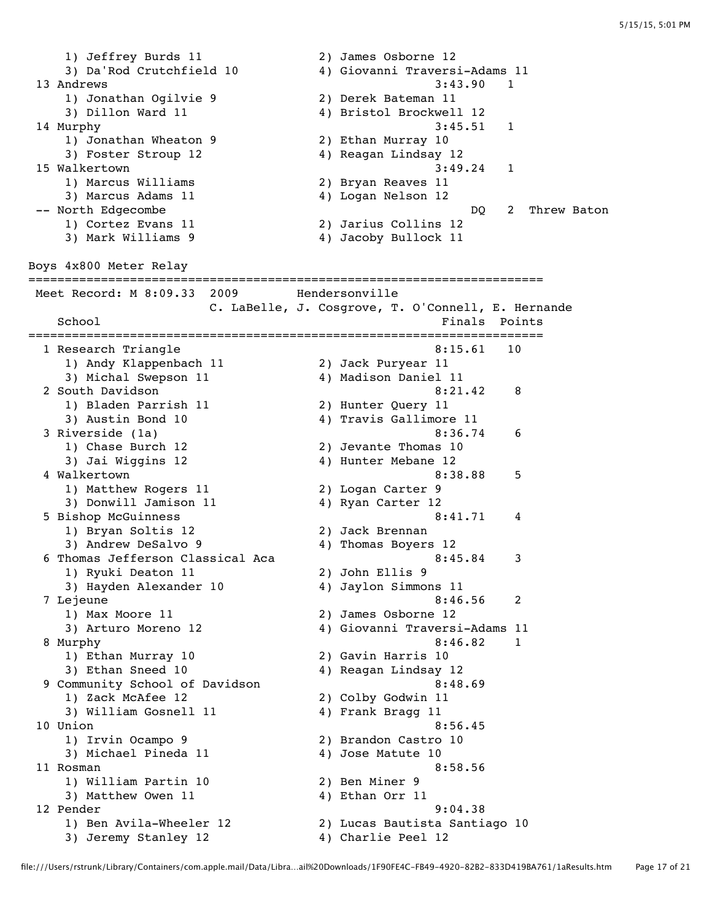```
    1) Jeffrey Burds 11              2) James Osborne 12
    3) Da'Rod Crutchfield 10         4) Giovanni Traversi-Adams 11
 13 Andrews                                     3:43.90   1
    1) Jonathan Ogilvie 9            2) Derek Bateman 11
    3) Dillon Ward 11                4) Bristol Brockwell 12
 14 Murphy                                      3:45.51   1
    1) Jonathan Wheaton 9            2) Ethan Murray 10
    3) Foster Stroup 12              4) Reagan Lindsay 12
 15 Walkertown                                  3:49.24   1
    1) Marcus Williams               2) Bryan Reaves 11
    3) Marcus Adams 11               4) Logan Nelson 12
 -- North Edgecombe                                  DQ   2  Threw Baton
    1) Cortez Evans 11               2) Jarius Collins 12
    3) Mark Williams 9               4) Jacoby Bullock 11

Boys 4x800 Meter Relay
=======================================================================
 Meet Record: M 8:09.33  2009       Hendersonville
                     C. LaBelle, J. Cosgrove, T. O'Connell, E. Hernande
   School                                        Finals  Points
=======================================================================
  1 Research Triangle                           8:15.61   10
    1) Andy Klappenbach 11           2) Jack Puryear 11
    3) Michal Swepson 11             4) Madison Daniel 11
  2 South Davidson                              8:21.42    8
    1) Bladen Parrish 11             2) Hunter Query 11
    3) Austin Bond 10                4) Travis Gallimore 11
  3 Riverside (1a)                              8:36.74    6
    1) Chase Burch 12                2) Jevante Thomas 10
    3) Jai Wiggins 12                4) Hunter Mebane 12
  4 Walkertown                                  8:38.88    5
    1) Matthew Rogers 11             2) Logan Carter 9
    3) Donwill Jamison 11            4) Ryan Carter 12
  5 Bishop McGuinness                           8:41.71    4
    1) Bryan Soltis 12               2) Jack Brennan
    3) Andrew DeSalvo 9              4) Thomas Boyers 12
  6 Thomas Jefferson Classical Aca              8:45.84    3
    1) Ryuki Deaton 11               2) John Ellis 9
    3) Hayden Alexander 10           4) Jaylon Simmons 11
  7 Lejeune                                     8:46.56    2
    1) Max Moore 11                  2) James Osborne 12
    3) Arturo Moreno 12              4) Giovanni Traversi-Adams 11
  8 Murphy                                      8:46.82    1
    1) Ethan Murray 10               2) Gavin Harris 10
    3) Ethan Sneed 10                4) Reagan Lindsay 12
  9 Community School of Davidson                8:48.69
    1) Zack McAfee 12                2) Colby Godwin 11
    3) William Gosnell 11            4) Frank Bragg 11
 10 Union                                       8:56.45
    1) Irvin Ocampo 9                2) Brandon Castro 10
    3) Michael Pineda 11             4) Jose Matute 10
 11 Rosman                                      8:58.56
    1) William Partin 10             2) Ben Miner 9
    3) Matthew Owen 11               4) Ethan Orr 11
 12 Pender                                      9:04.38
    1) Ben Avila-Wheeler 12          2) Lucas Bautista Santiago 10
    3) Jeremy Stanley 12             4) Charlie Peel 12
```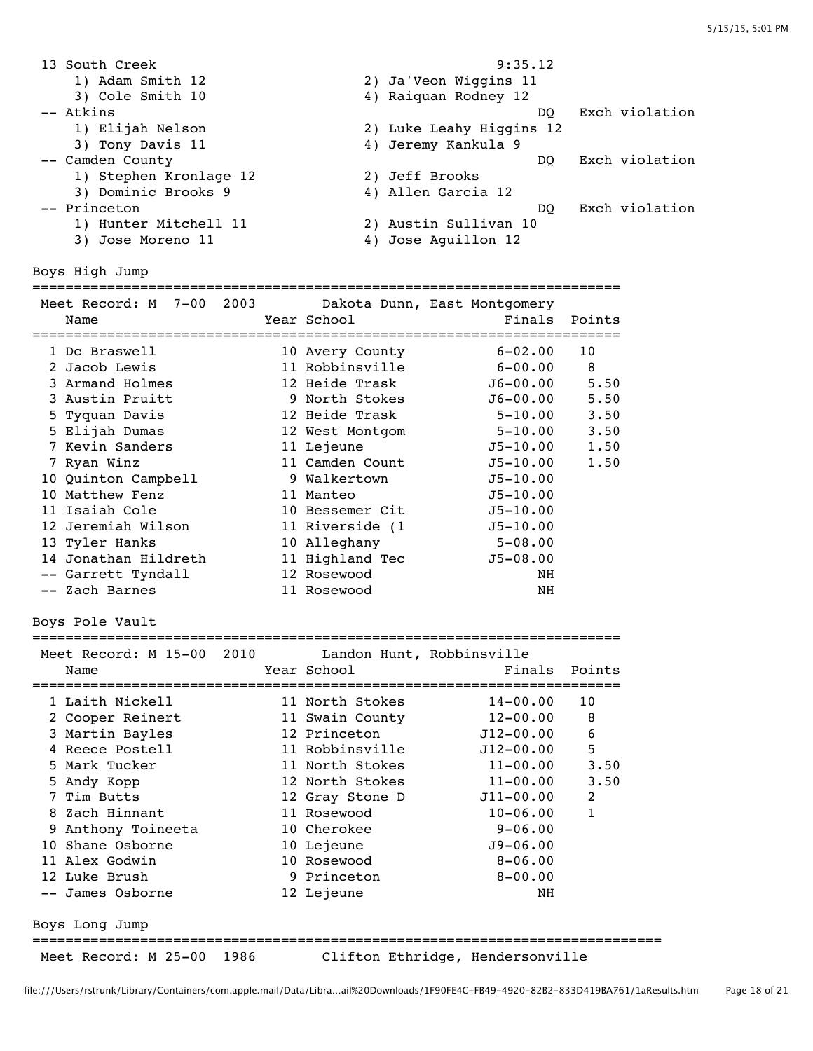| Place | Team | | Finals | |
|---|---|---|---|---|
| 13 | South Creek | | 9:35.12 | |
| | 1) Adam Smith 12 | 2) Ja'Veon Wiggins 11 | | |
| | 3) Cole Smith 10 | 4) Raiquan Rodney 12 | | |
| -- | Atkins | | DQ | Exch violation |
| | 1) Elijah Nelson | 2) Luke Leahy Higgins 12 | | |
| | 3) Tony Davis 11 | 4) Jeremy Kankula 9 | | |
| -- | Camden County | | DQ | Exch violation |
| | 1) Stephen Kronlage 12 | 2) Jeff Brooks | | |
| | 3) Dominic Brooks 9 | 4) Allen Garcia 12 | | |
| -- | Princeton | | DQ | Exch violation |
| | 1) Hunter Mitchell 11 | 2) Austin Sullivan 10 | | |
| | 3) Jose Moreno 11 | 4) Jose Aguillon 12 | | |

## Boys High Jump

Meet Record: M 7-00 2003 Dakota Dunn, East Montgomery

| Place | Name | Year | School | Finals | Points |
|---|---|---|---|---|---|
| 1 | Dc Braswell | 10 | Avery County | 6-02.00 | 10 |
| 2 | Jacob Lewis | 11 | Robbinsville | 6-00.00 | 8 |
| 3 | Armand Holmes | 12 | Heide Trask | J6-00.00 | 5.50 |
| 3 | Austin Pruitt | 9 | North Stokes | J6-00.00 | 5.50 |
| 5 | Tyquan Davis | 12 | Heide Trask | 5-10.00 | 3.50 |
| 5 | Elijah Dumas | 12 | West Montgom | 5-10.00 | 3.50 |
| 7 | Kevin Sanders | 11 | Lejeune | J5-10.00 | 1.50 |
| 7 | Ryan Winz | 11 | Camden Count | J5-10.00 | 1.50 |
| 10 | Quinton Campbell | 9 | Walkertown | J5-10.00 | |
| 10 | Matthew Fenz | 11 | Manteo | J5-10.00 | |
| 11 | Isaiah Cole | 10 | Bessemer Cit | J5-10.00 | |
| 12 | Jeremiah Wilson | 11 | Riverside (1 | J5-10.00 | |
| 13 | Tyler Hanks | 10 | Alleghany | 5-08.00 | |
| 14 | Jonathan Hildreth | 11 | Highland Tec | J5-08.00 | |
| -- | Garrett Tyndall | 12 | Rosewood | NH | |
| -- | Zach Barnes | 11 | Rosewood | NH | |

## Boys Pole Vault

Meet Record: M 15-00 2010 Landon Hunt, Robbinsville

| Place | Name | Year | School | Finals | Points |
|---|---|---|---|---|---|
| 1 | Laith Nickell | 11 | North Stokes | 14-00.00 | 10 |
| 2 | Cooper Reinert | 11 | Swain County | 12-00.00 | 8 |
| 3 | Martin Bayles | 12 | Princeton | J12-00.00 | 6 |
| 4 | Reece Postell | 11 | Robbinsville | J12-00.00 | 5 |
| 5 | Mark Tucker | 11 | North Stokes | 11-00.00 | 3.50 |
| 5 | Andy Kopp | 12 | North Stokes | 11-00.00 | 3.50 |
| 7 | Tim Butts | 12 | Gray Stone D | J11-00.00 | 2 |
| 8 | Zach Hinnant | 11 | Rosewood | 10-06.00 | 1 |
| 9 | Anthony Toineeta | 10 | Cherokee | 9-06.00 | |
| 10 | Shane Osborne | 10 | Lejeune | J9-06.00 | |
| 11 | Alex Godwin | 10 | Rosewood | 8-06.00 | |
| 12 | Luke Brush | 9 | Princeton | 8-00.00 | |
| -- | James Osborne | 12 | Lejeune | NH | |

## Boys Long Jump

Meet Record: M 25-00 1986 Clifton Ethridge, Hendersonville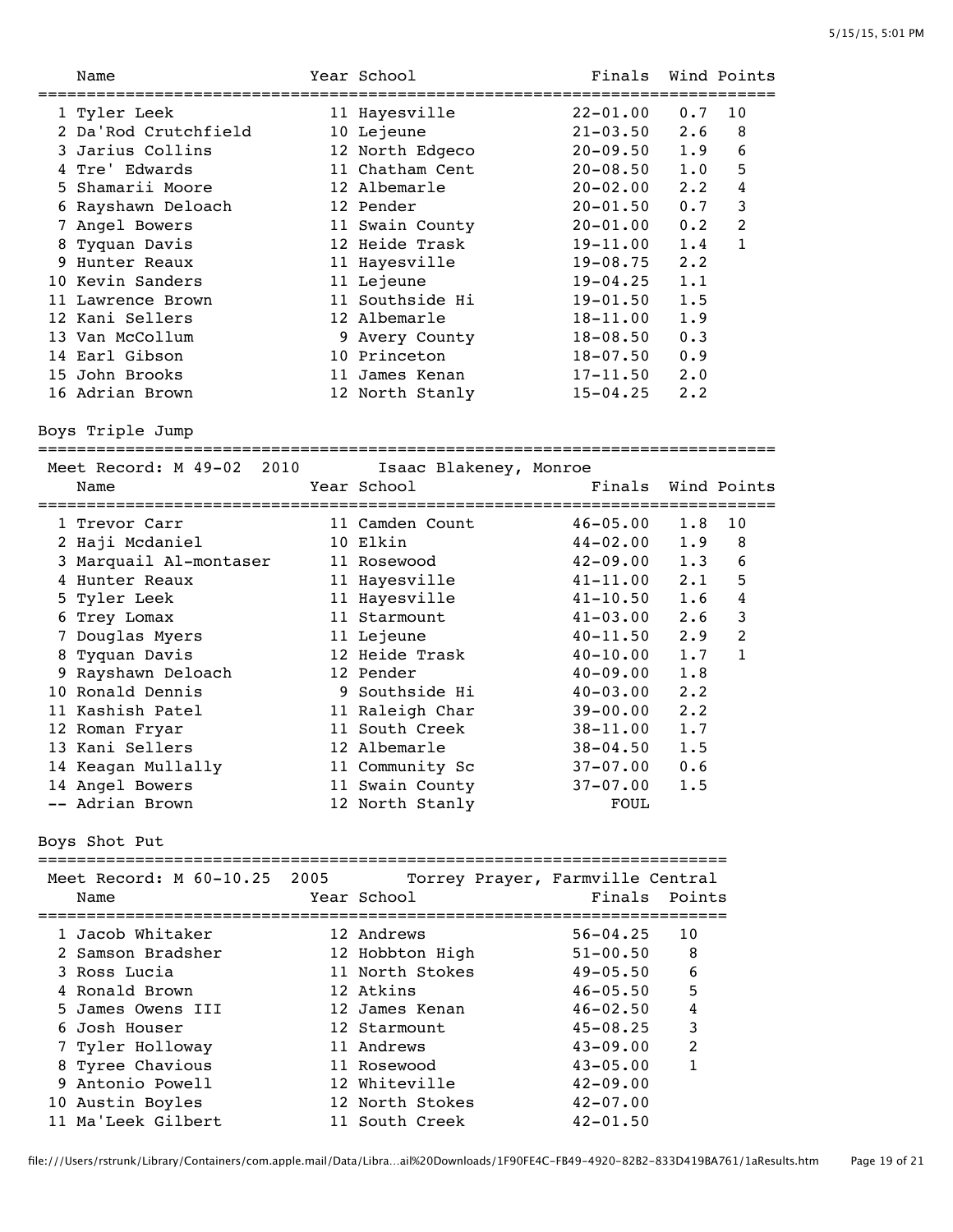| | Name | Year | School | Finals | Wind | Points |
|---|---|---|---|---|---|---|
| 1 | Tyler Leek | 11 | Hayesville | 22-01.00 | 0.7 | 10 |
| 2 | Da'Rod Crutchfield | 10 | Lejeune | 21-03.50 | 2.6 | 8 |
| 3 | Jarius Collins | 12 | North Edgeco | 20-09.50 | 1.9 | 6 |
| 4 | Tre' Edwards | 11 | Chatham Cent | 20-08.50 | 1.0 | 5 |
| 5 | Shamarii Moore | 12 | Albemarle | 20-02.00 | 2.2 | 4 |
| 6 | Rayshawn Deloach | 12 | Pender | 20-01.50 | 0.7 | 3 |
| 7 | Angel Bowers | 11 | Swain County | 20-01.00 | 0.2 | 2 |
| 8 | Tyquan Davis | 12 | Heide Trask | 19-11.00 | 1.4 | 1 |
| 9 | Hunter Reaux | 11 | Hayesville | 19-08.75 | 2.2 | |
| 10 | Kevin Sanders | 11 | Lejeune | 19-04.25 | 1.1 | |
| 11 | Lawrence Brown | 11 | Southside Hi | 19-01.50 | 1.5 | |
| 12 | Kani Sellers | 12 | Albemarle | 18-11.00 | 1.9 | |
| 13 | Van McCollum | 9 | Avery County | 18-08.50 | 0.3 | |
| 14 | Earl Gibson | 10 | Princeton | 18-07.50 | 0.9 | |
| 15 | John Brooks | 11 | James Kenan | 17-11.50 | 2.0 | |
| 16 | Adrian Brown | 12 | North Stanly | 15-04.25 | 2.2 | |

Boys Triple Jump

Meet Record: M 49-02 2010 Isaac Blakeney, Monroe

| | Name | Year | School | Finals | Wind | Points |
|---|---|---|---|---|---|---|
| 1 | Trevor Carr | 11 | Camden Count | 46-05.00 | 1.8 | 10 |
| 2 | Haji Mcdaniel | 10 | Elkin | 44-02.00 | 1.9 | 8 |
| 3 | Marquail Al-montaser | 11 | Rosewood | 42-09.00 | 1.3 | 6 |
| 4 | Hunter Reaux | 11 | Hayesville | 41-11.00 | 2.1 | 5 |
| 5 | Tyler Leek | 11 | Hayesville | 41-10.50 | 1.6 | 4 |
| 6 | Trey Lomax | 11 | Starmount | 41-03.00 | 2.6 | 3 |
| 7 | Douglas Myers | 11 | Lejeune | 40-11.50 | 2.9 | 2 |
| 8 | Tyquan Davis | 12 | Heide Trask | 40-10.00 | 1.7 | 1 |
| 9 | Rayshawn Deloach | 12 | Pender | 40-09.00 | 1.8 | |
| 10 | Ronald Dennis | 9 | Southside Hi | 40-03.00 | 2.2 | |
| 11 | Kashish Patel | 11 | Raleigh Char | 39-00.00 | 2.2 | |
| 12 | Roman Fryar | 11 | South Creek | 38-11.00 | 1.7 | |
| 13 | Kani Sellers | 12 | Albemarle | 38-04.50 | 1.5 | |
| 14 | Keagan Mullally | 11 | Community Sc | 37-07.00 | 0.6 | |
| 14 | Angel Bowers | 11 | Swain County | 37-07.00 | 1.5 | |
| -- | Adrian Brown | 12 | North Stanly | FOUL | | |

Boys Shot Put

Meet Record: M 60-10.25 2005 Torrey Prayer, Farmville Central

| | Name | Year | School | Finals | Points |
|---|---|---|---|---|---|
| 1 | Jacob Whitaker | 12 | Andrews | 56-04.25 | 10 |
| 2 | Samson Bradsher | 12 | Hobbton High | 51-00.50 | 8 |
| 3 | Ross Lucia | 11 | North Stokes | 49-05.50 | 6 |
| 4 | Ronald Brown | 12 | Atkins | 46-05.50 | 5 |
| 5 | James Owens III | 12 | James Kenan | 46-02.50 | 4 |
| 6 | Josh Houser | 12 | Starmount | 45-08.25 | 3 |
| 7 | Tyler Holloway | 11 | Andrews | 43-09.00 | 2 |
| 8 | Tyree Chavious | 11 | Rosewood | 43-05.00 | 1 |
| 9 | Antonio Powell | 12 | Whiteville | 42-09.00 | |
| 10 | Austin Boyles | 12 | North Stokes | 42-07.00 | |
| 11 | Ma'Leek Gilbert | 11 | South Creek | 42-01.50 | |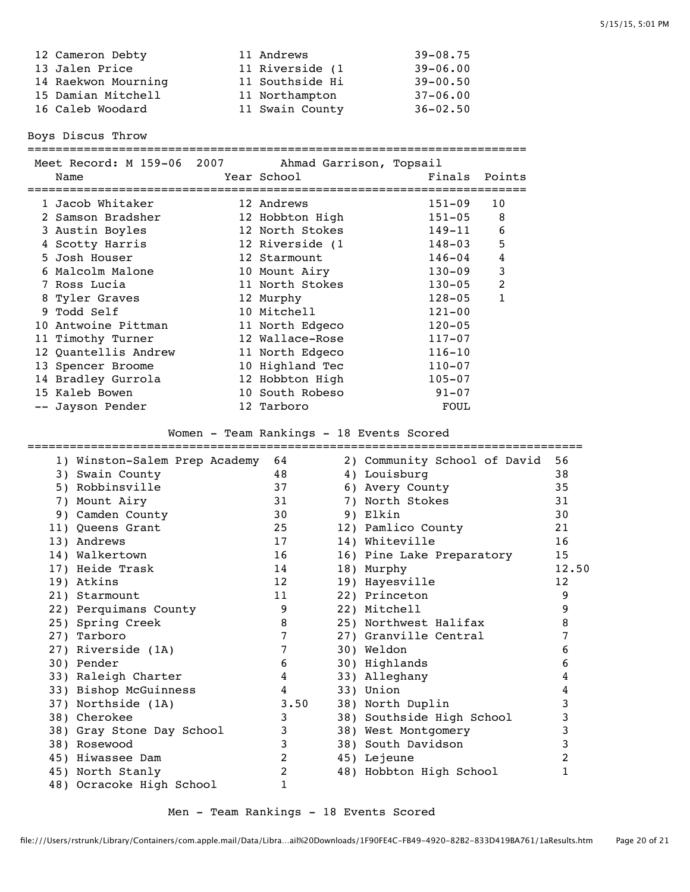| Place | Name | Year | School | Finals |
|---|---|---|---|---|
| 12 | Cameron Debty | 11 | Andrews | 39-08.75 |
| 13 | Jalen Price | 11 | Riverside (1 | 39-06.00 |
| 14 | Raekwon Mourning | 11 | Southside Hi | 39-00.50 |
| 15 | Damian Mitchell | 11 | Northampton | 37-06.00 |
| 16 | Caleb Woodard | 11 | Swain County | 36-02.50 |

## Boys Discus Throw

Meet Record: M 159-06 2007 Ahmad Garrison, Topsail

| Place | Name | Year | School | Finals | Points |
|---|---|---|---|---|---|
| 1 | Jacob Whitaker | 12 | Andrews | 151-09 | 10 |
| 2 | Samson Bradsher | 12 | Hobbton High | 151-05 | 8 |
| 3 | Austin Boyles | 12 | North Stokes | 149-11 | 6 |
| 4 | Scotty Harris | 12 | Riverside (1 | 148-03 | 5 |
| 5 | Josh Houser | 12 | Starmount | 146-04 | 4 |
| 6 | Malcolm Malone | 10 | Mount Airy | 130-09 | 3 |
| 7 | Ross Lucia | 11 | North Stokes | 130-05 | 2 |
| 8 | Tyler Graves | 12 | Murphy | 128-05 | 1 |
| 9 | Todd Self | 10 | Mitchell | 121-00 | |
| 10 | Antwoine Pittman | 11 | North Edgeco | 120-05 | |
| 11 | Timothy Turner | 12 | Wallace-Rose | 117-07 | |
| 12 | Quantellis Andrew | 11 | North Edgeco | 116-10 | |
| 13 | Spencer Broome | 10 | Highland Tec | 110-07 | |
| 14 | Bradley Gurrola | 12 | Hobbton High | 105-07 | |
| 15 | Kaleb Bowen | 10 | South Robeso | 91-07 | |
| -- | Jayson Pender | 12 | Tarboro | FOUL | |

## Women - Team Rankings - 18 Events Scored

| Rank | School | Points | Rank | School | Points |
|---|---|---|---|---|---|
| 1) | Winston-Salem Prep Academy | 64 | 2) | Community School of David | 56 |
| 3) | Swain County | 48 | 4) | Louisburg | 38 |
| 5) | Robbinsville | 37 | 6) | Avery County | 35 |
| 7) | Mount Airy | 31 | 7) | North Stokes | 31 |
| 9) | Camden County | 30 | 9) | Elkin | 30 |
| 11) | Queens Grant | 25 | 12) | Pamlico County | 21 |
| 13) | Andrews | 17 | 14) | Whiteville | 16 |
| 14) | Walkertown | 16 | 16) | Pine Lake Preparatory | 15 |
| 17) | Heide Trask | 14 | 18) | Murphy | 12.50 |
| 19) | Atkins | 12 | 19) | Hayesville | 12 |
| 21) | Starmount | 11 | 22) | Princeton | 9 |
| 22) | Perquimans County | 9 | 22) | Mitchell | 9 |
| 25) | Spring Creek | 8 | 25) | Northwest Halifax | 8 |
| 27) | Tarboro | 7 | 27) | Granville Central | 7 |
| 27) | Riverside (1A) | 7 | 30) | Weldon | 6 |
| 30) | Pender | 6 | 30) | Highlands | 6 |
| 33) | Raleigh Charter | 4 | 33) | Alleghany | 4 |
| 33) | Bishop McGuinness | 4 | 33) | Union | 4 |
| 37) | Northside (1A) | 3.50 | 38) | North Duplin | 3 |
| 38) | Cherokee | 3 | 38) | Southside High School | 3 |
| 38) | Gray Stone Day School | 3 | 38) | West Montgomery | 3 |
| 38) | Rosewood | 3 | 38) | South Davidson | 3 |
| 45) | Hiwassee Dam | 2 | 45) | Lejeune | 2 |
| 45) | North Stanly | 2 | 48) | Hobbton High School | 1 |
| 48) | Ocracoke High School | 1 | | | |

## Men - Team Rankings - 18 Events Scored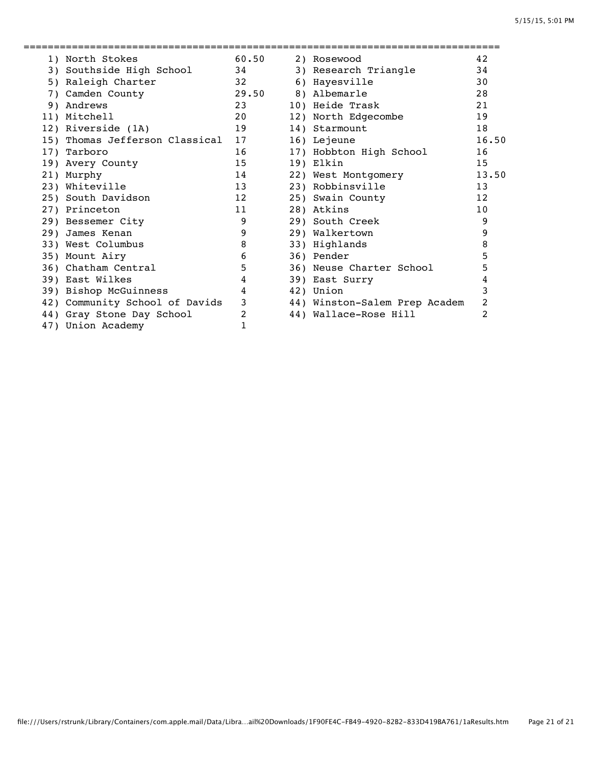| | | | | | |
|---|---|---|---|---|---|
| 1) | North Stokes | 60.50 | 2) | Rosewood | 42 |
| 3) | Southside High School | 34 | 3) | Research Triangle | 34 |
| 5) | Raleigh Charter | 32 | 6) | Hayesville | 30 |
| 7) | Camden County | 29.50 | 8) | Albemarle | 28 |
| 9) | Andrews | 23 | 10) | Heide Trask | 21 |
| 11) | Mitchell | 20 | 12) | North Edgecombe | 19 |
| 12) | Riverside (1A) | 19 | 14) | Starmount | 18 |
| 15) | Thomas Jefferson Classical | 17 | 16) | Lejeune | 16.50 |
| 17) | Tarboro | 16 | 17) | Hobbton High School | 16 |
| 19) | Avery County | 15 | 19) | Elkin | 15 |
| 21) | Murphy | 14 | 22) | West Montgomery | 13.50 |
| 23) | Whiteville | 13 | 23) | Robbinsville | 13 |
| 25) | South Davidson | 12 | 25) | Swain County | 12 |
| 27) | Princeton | 11 | 28) | Atkins | 10 |
| 29) | Bessemer City | 9 | 29) | South Creek | 9 |
| 29) | James Kenan | 9 | 29) | Walkertown | 9 |
| 33) | West Columbus | 8 | 33) | Highlands | 8 |
| 35) | Mount Airy | 6 | 36) | Pender | 5 |
| 36) | Chatham Central | 5 | 36) | Neuse Charter School | 5 |
| 39) | East Wilkes | 4 | 39) | East Surry | 4 |
| 39) | Bishop McGuinness | 4 | 42) | Union | 3 |
| 42) | Community School of Davids | 3 | 44) | Winston-Salem Prep Academ | 2 |
| 44) | Gray Stone Day School | 2 | 44) | Wallace-Rose Hill | 2 |
| 47) | Union Academy | 1 | | | |